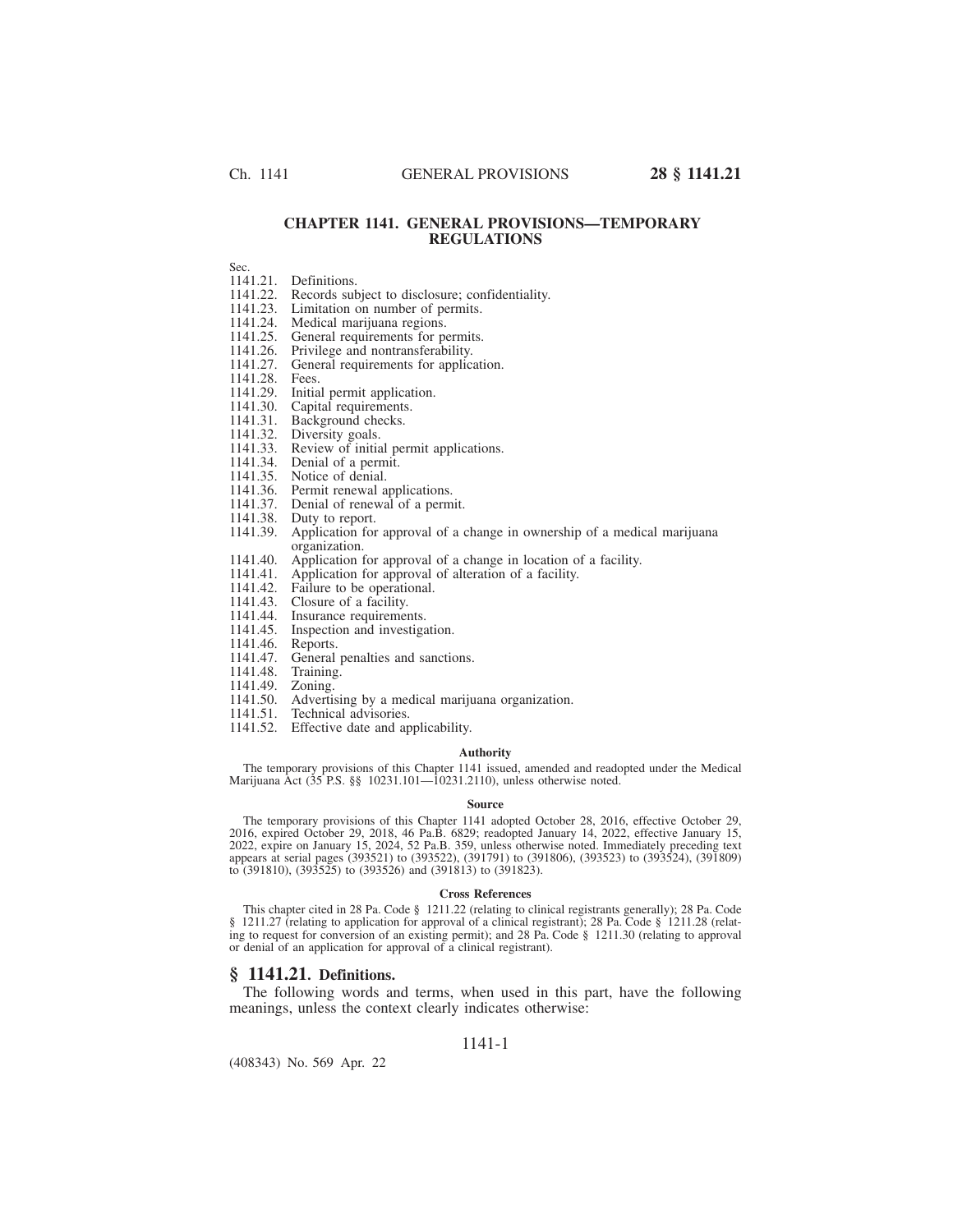# CHAPTER 1141. GENERAL PROVISIONS—TEMPORARY REGULATIONS

Sec.
1141.21. Definitions.
1141.22. Records subject to disclosure; confidentiality.
1141.23. Limitation on number of permits.
1141.24. Medical marijuana regions.
1141.25. General requirements for permits.
1141.26. Privilege and nontransferability.
1141.27. General requirements for application.
1141.28. Fees.
1141.29. Initial permit application.
1141.30. Capital requirements.
1141.31. Background checks.
1141.32. Diversity goals.
1141.33. Review of initial permit applications.
1141.34. Denial of a permit.
1141.35. Notice of denial.
1141.36. Permit renewal applications.
1141.37. Denial of renewal of a permit.
1141.38. Duty to report.
1141.39. Application for approval of a change in ownership of a medical marijuana organization.
1141.40. Application for approval of a change in location of a facility.
1141.41. Application for approval of alteration of a facility.
1141.42. Failure to be operational.
1141.43. Closure of a facility.
1141.44. Insurance requirements.
1141.45. Inspection and investigation.
1141.46. Reports.
1141.47. General penalties and sanctions.
1141.48. Training.
1141.49. Zoning.
1141.50. Advertising by a medical marijuana organization.
1141.51. Technical advisories.
1141.52. Effective date and applicability.

#### Authority

The temporary provisions of this Chapter 1141 issued, amended and readopted under the Medical Marijuana Act (35 P.S. §§ 10231.101—10231.2110), unless otherwise noted.

#### Source

The temporary provisions of this Chapter 1141 adopted October 28, 2016, effective October 29, 2016, expired October 29, 2018, 46 Pa.B. 6829; readopted January 14, 2022, effective January 15, 2022, expire on January 15, 2024, 52 Pa.B. 359, unless otherwise noted. Immediately preceding text appears at serial pages (393521) to (393522), (391791) to (391806), (393523) to (393524), (391809) to (391810), (393525) to (393526) and (391813) to (391823).

#### Cross References

This chapter cited in 28 Pa. Code § 1211.22 (relating to clinical registrants generally); 28 Pa. Code § 1211.27 (relating to application for approval of a clinical registrant); 28 Pa. Code § 1211.28 (relating to request for conversion of an existing permit); and 28 Pa. Code § 1211.30 (relating to approval or denial of an application for approval of a clinical registrant).

## § 1141.21. Definitions.

The following words and terms, when used in this part, have the following meanings, unless the context clearly indicates otherwise: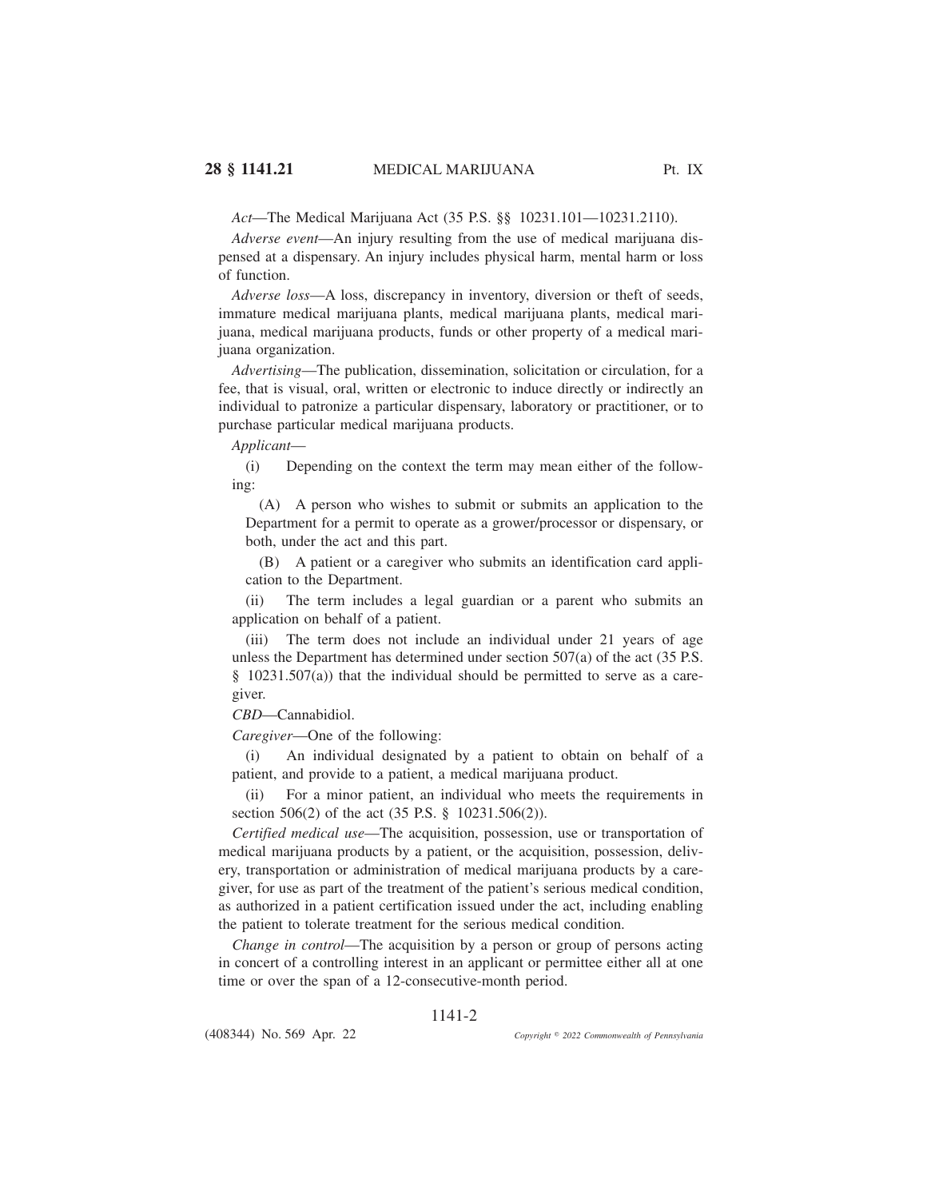*Act*—The Medical Marijuana Act (35 P.S. §§ 10231.101—10231.2110).

*Adverse event*—An injury resulting from the use of medical marijuana dispensed at a dispensary. An injury includes physical harm, mental harm or loss of function.

*Adverse loss*—A loss, discrepancy in inventory, diversion or theft of seeds, immature medical marijuana plants, medical marijuana plants, medical marijuana, medical marijuana products, funds or other property of a medical marijuana organization.

*Advertising*—The publication, dissemination, solicitation or circulation, for a fee, that is visual, oral, written or electronic to induce directly or indirectly an individual to patronize a particular dispensary, laboratory or practitioner, or to purchase particular medical marijuana products.

*Applicant*—

(i) Depending on the context the term may mean either of the following:

(A) A person who wishes to submit or submits an application to the Department for a permit to operate as a grower/processor or dispensary, or both, under the act and this part.

(B) A patient or a caregiver who submits an identification card application to the Department.

(ii) The term includes a legal guardian or a parent who submits an application on behalf of a patient.

(iii) The term does not include an individual under 21 years of age unless the Department has determined under section 507(a) of the act (35 P.S. § 10231.507(a)) that the individual should be permitted to serve as a caregiver.

*CBD*—Cannabidiol.

*Caregiver*—One of the following:

(i) An individual designated by a patient to obtain on behalf of a patient, and provide to a patient, a medical marijuana product.

(ii) For a minor patient, an individual who meets the requirements in section 506(2) of the act (35 P.S. § 10231.506(2)).

*Certified medical use*—The acquisition, possession, use or transportation of medical marijuana products by a patient, or the acquisition, possession, delivery, transportation or administration of medical marijuana products by a caregiver, for use as part of the treatment of the patient's serious medical condition, as authorized in a patient certification issued under the act, including enabling the patient to tolerate treatment for the serious medical condition.

*Change in control*—The acquisition by a person or group of persons acting in concert of a controlling interest in an applicant or permittee either all at one time or over the span of a 12-consecutive-month period.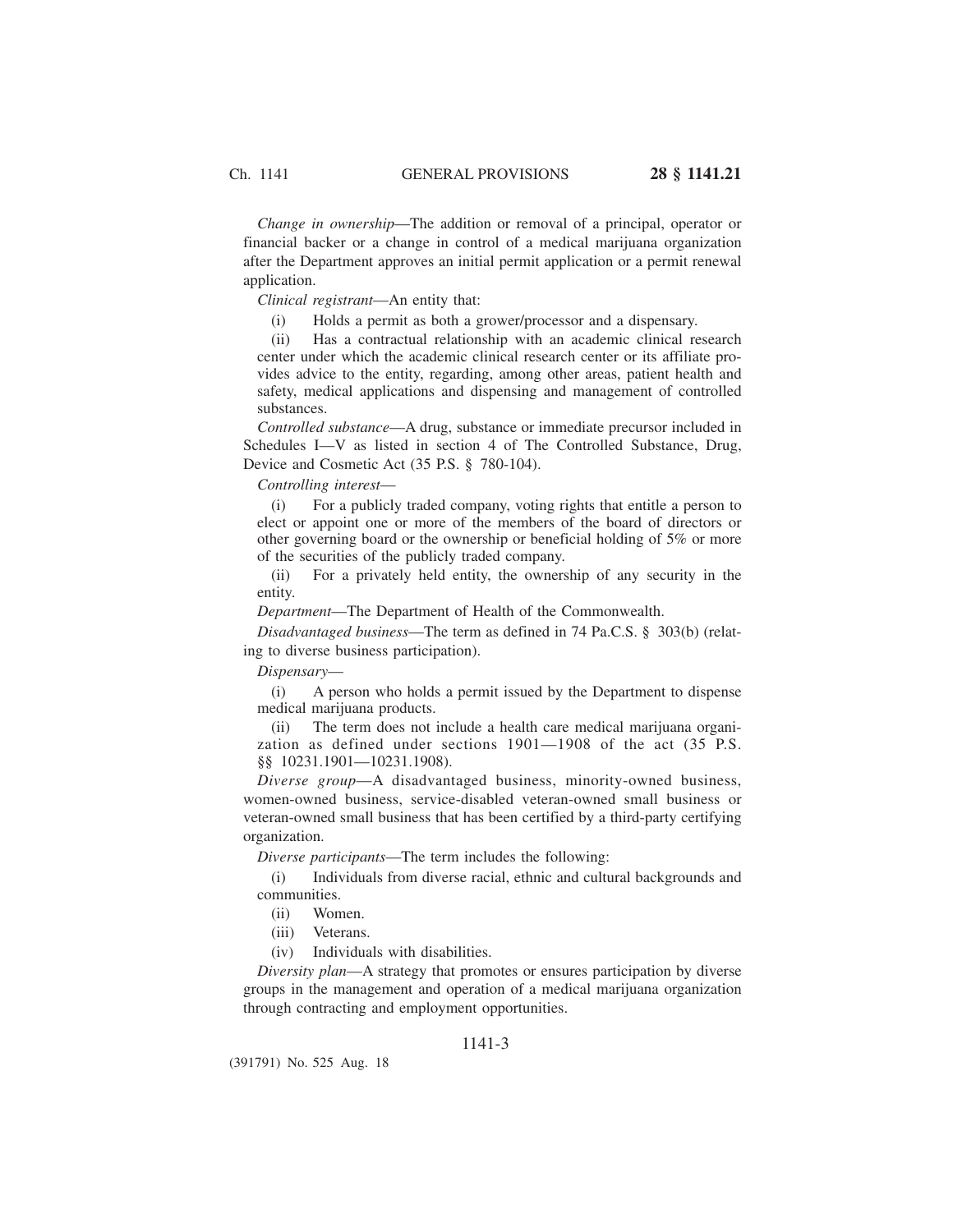*Change in ownership*—The addition or removal of a principal, operator or financial backer or a change in control of a medical marijuana organization after the Department approves an initial permit application or a permit renewal application.

*Clinical registrant*—An entity that:

(i) Holds a permit as both a grower/processor and a dispensary.

(ii) Has a contractual relationship with an academic clinical research center under which the academic clinical research center or its affiliate provides advice to the entity, regarding, among other areas, patient health and safety, medical applications and dispensing and management of controlled substances.

*Controlled substance*—A drug, substance or immediate precursor included in Schedules I—V as listed in section 4 of The Controlled Substance, Drug, Device and Cosmetic Act (35 P.S. § 780-104).

*Controlling interest*—

(i) For a publicly traded company, voting rights that entitle a person to elect or appoint one or more of the members of the board of directors or other governing board or the ownership or beneficial holding of 5% or more of the securities of the publicly traded company.

(ii) For a privately held entity, the ownership of any security in the entity.

*Department*—The Department of Health of the Commonwealth.

*Disadvantaged business*—The term as defined in 74 Pa.C.S. § 303(b) (relating to diverse business participation).

*Dispensary*—

(i) A person who holds a permit issued by the Department to dispense medical marijuana products.

(ii) The term does not include a health care medical marijuana organization as defined under sections 1901—1908 of the act (35 P.S. §§ 10231.1901—10231.1908).

*Diverse group*—A disadvantaged business, minority-owned business, women-owned business, service-disabled veteran-owned small business or veteran-owned small business that has been certified by a third-party certifying organization.

*Diverse participants*—The term includes the following:

(i) Individuals from diverse racial, ethnic and cultural backgrounds and communities.

(ii) Women.

(iii) Veterans.

(iv) Individuals with disabilities.

*Diversity plan*—A strategy that promotes or ensures participation by diverse groups in the management and operation of a medical marijuana organization through contracting and employment opportunities.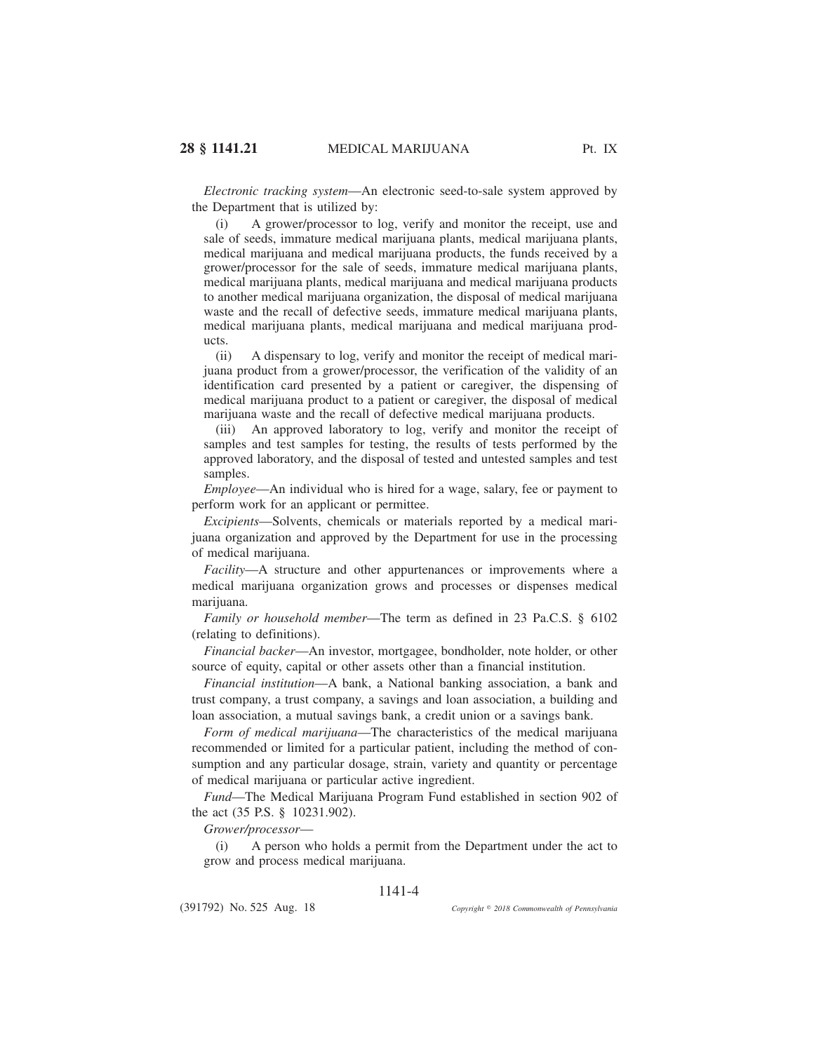*Electronic tracking system*—An electronic seed-to-sale system approved by the Department that is utilized by:

(i) A grower/processor to log, verify and monitor the receipt, use and sale of seeds, immature medical marijuana plants, medical marijuana plants, medical marijuana and medical marijuana products, the funds received by a grower/processor for the sale of seeds, immature medical marijuana plants, medical marijuana plants, medical marijuana and medical marijuana products to another medical marijuana organization, the disposal of medical marijuana waste and the recall of defective seeds, immature medical marijuana plants, medical marijuana plants, medical marijuana and medical marijuana products.

(ii) A dispensary to log, verify and monitor the receipt of medical marijuana product from a grower/processor, the verification of the validity of an identification card presented by a patient or caregiver, the dispensing of medical marijuana product to a patient or caregiver, the disposal of medical marijuana waste and the recall of defective medical marijuana products.

(iii) An approved laboratory to log, verify and monitor the receipt of samples and test samples for testing, the results of tests performed by the approved laboratory, and the disposal of tested and untested samples and test samples.

*Employee*—An individual who is hired for a wage, salary, fee or payment to perform work for an applicant or permittee.

*Excipients*—Solvents, chemicals or materials reported by a medical marijuana organization and approved by the Department for use in the processing of medical marijuana.

*Facility*—A structure and other appurtenances or improvements where a medical marijuana organization grows and processes or dispenses medical marijuana.

*Family or household member*—The term as defined in 23 Pa.C.S. § 6102 (relating to definitions).

*Financial backer*—An investor, mortgagee, bondholder, note holder, or other source of equity, capital or other assets other than a financial institution.

*Financial institution*—A bank, a National banking association, a bank and trust company, a trust company, a savings and loan association, a building and loan association, a mutual savings bank, a credit union or a savings bank.

*Form of medical marijuana*—The characteristics of the medical marijuana recommended or limited for a particular patient, including the method of consumption and any particular dosage, strain, variety and quantity or percentage of medical marijuana or particular active ingredient.

*Fund*—The Medical Marijuana Program Fund established in section 902 of the act (35 P.S. § 10231.902).

*Grower/processor*—

(i) A person who holds a permit from the Department under the act to grow and process medical marijuana.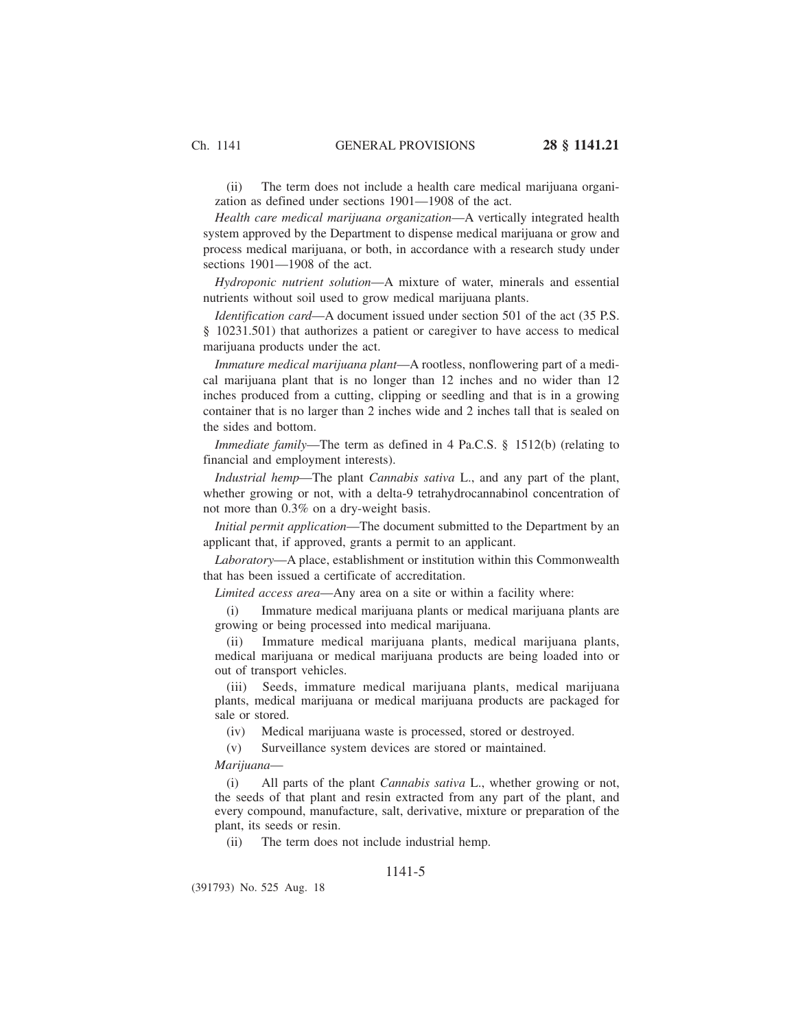(ii) The term does not include a health care medical marijuana organization as defined under sections 1901—1908 of the act.

*Health care medical marijuana organization*—A vertically integrated health system approved by the Department to dispense medical marijuana or grow and process medical marijuana, or both, in accordance with a research study under sections 1901—1908 of the act.

*Hydroponic nutrient solution*—A mixture of water, minerals and essential nutrients without soil used to grow medical marijuana plants.

*Identification card*—A document issued under section 501 of the act (35 P.S. § 10231.501) that authorizes a patient or caregiver to have access to medical marijuana products under the act.

*Immature medical marijuana plant*—A rootless, nonflowering part of a medical marijuana plant that is no longer than 12 inches and no wider than 12 inches produced from a cutting, clipping or seedling and that is in a growing container that is no larger than 2 inches wide and 2 inches tall that is sealed on the sides and bottom.

*Immediate family*—The term as defined in 4 Pa.C.S. § 1512(b) (relating to financial and employment interests).

*Industrial hemp*—The plant *Cannabis sativa* L., and any part of the plant, whether growing or not, with a delta-9 tetrahydrocannabinol concentration of not more than 0.3% on a dry-weight basis.

*Initial permit application*—The document submitted to the Department by an applicant that, if approved, grants a permit to an applicant.

*Laboratory*—A place, establishment or institution within this Commonwealth that has been issued a certificate of accreditation.

*Limited access area*—Any area on a site or within a facility where:

(i) Immature medical marijuana plants or medical marijuana plants are growing or being processed into medical marijuana.

(ii) Immature medical marijuana plants, medical marijuana plants, medical marijuana or medical marijuana products are being loaded into or out of transport vehicles.

(iii) Seeds, immature medical marijuana plants, medical marijuana plants, medical marijuana or medical marijuana products are packaged for sale or stored.

(iv) Medical marijuana waste is processed, stored or destroyed.

(v) Surveillance system devices are stored or maintained.

*Marijuana*—

(i) All parts of the plant *Cannabis sativa* L., whether growing or not, the seeds of that plant and resin extracted from any part of the plant, and every compound, manufacture, salt, derivative, mixture or preparation of the plant, its seeds or resin.

(ii) The term does not include industrial hemp.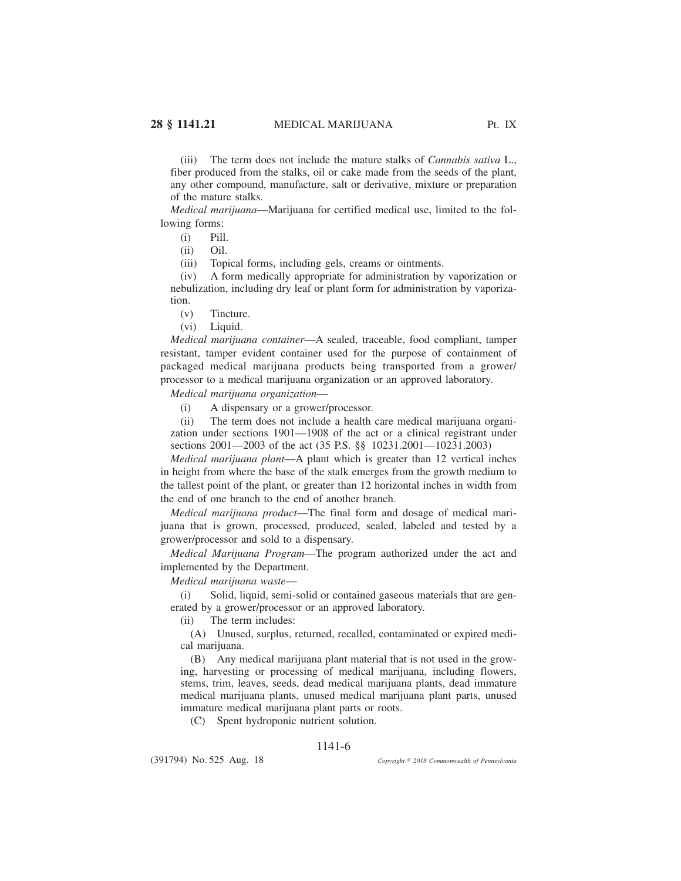(iii) The term does not include the mature stalks of *Cannabis sativa* L., fiber produced from the stalks, oil or cake made from the seeds of the plant, any other compound, manufacture, salt or derivative, mixture or preparation of the mature stalks.

*Medical marijuana*—Marijuana for certified medical use, limited to the following forms:

(i) Pill.

(ii) Oil.

(iii) Topical forms, including gels, creams or ointments.

(iv) A form medically appropriate for administration by vaporization or nebulization, including dry leaf or plant form for administration by vaporization.

(v) Tincture.

(vi) Liquid.

*Medical marijuana container*—A sealed, traceable, food compliant, tamper resistant, tamper evident container used for the purpose of containment of packaged medical marijuana products being transported from a grower/processor to a medical marijuana organization or an approved laboratory.

*Medical marijuana organization*—

(i) A dispensary or a grower/processor.

(ii) The term does not include a health care medical marijuana organization under sections 1901—1908 of the act or a clinical registrant under sections 2001—2003 of the act (35 P.S. §§ 10231.2001—10231.2003)

*Medical marijuana plant*—A plant which is greater than 12 vertical inches in height from where the base of the stalk emerges from the growth medium to the tallest point of the plant, or greater than 12 horizontal inches in width from the end of one branch to the end of another branch.

*Medical marijuana product*—The final form and dosage of medical marijuana that is grown, processed, produced, sealed, labeled and tested by a grower/processor and sold to a dispensary.

*Medical Marijuana Program*—The program authorized under the act and implemented by the Department.

*Medical marijuana waste*—

(i) Solid, liquid, semi-solid or contained gaseous materials that are generated by a grower/processor or an approved laboratory.

(ii) The term includes:

(A) Unused, surplus, returned, recalled, contaminated or expired medical marijuana.

(B) Any medical marijuana plant material that is not used in the growing, harvesting or processing of medical marijuana, including flowers, stems, trim, leaves, seeds, dead medical marijuana plants, dead immature medical marijuana plants, unused medical marijuana plant parts, unused immature medical marijuana plant parts or roots.

(C) Spent hydroponic nutrient solution.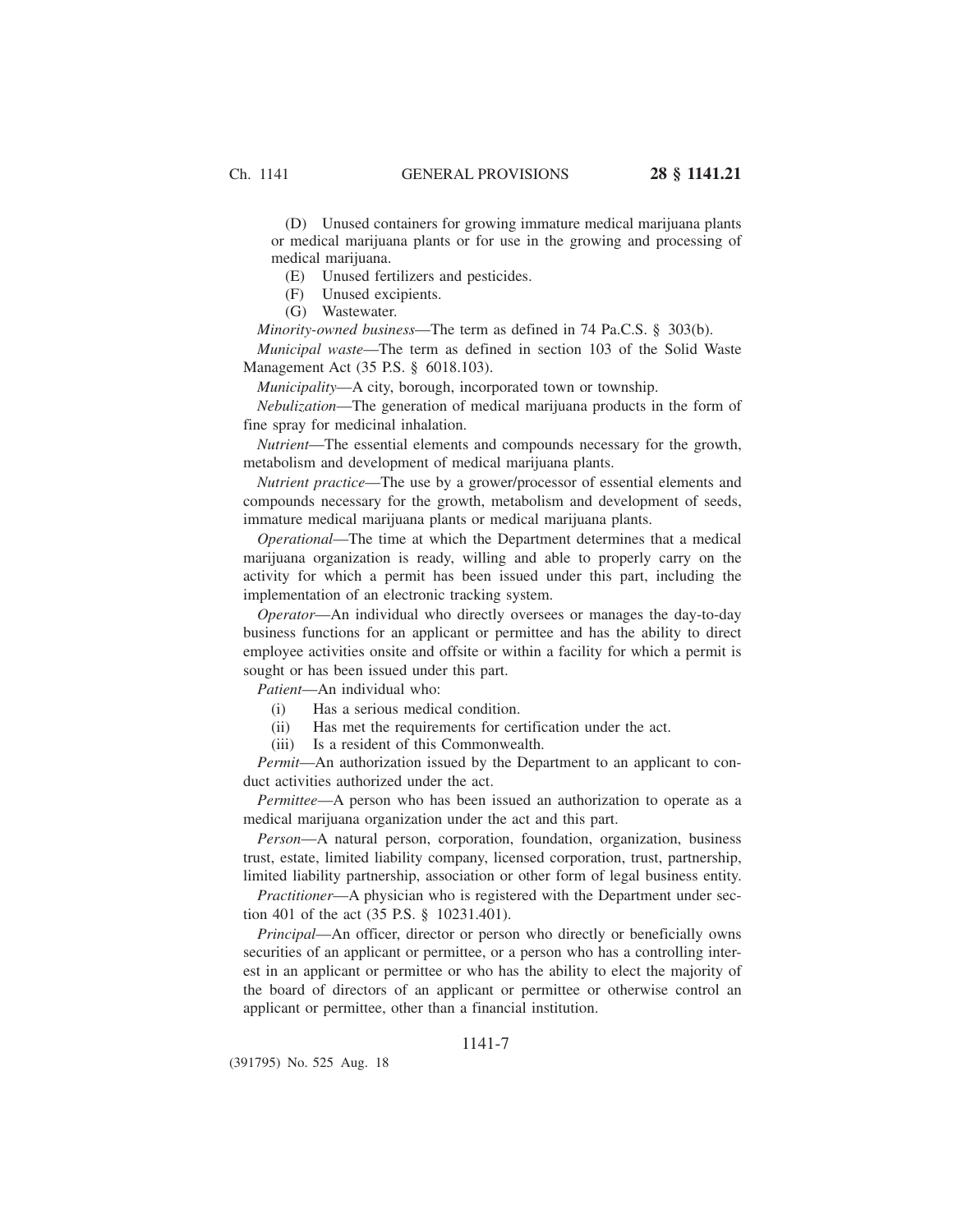(D) Unused containers for growing immature medical marijuana plants or medical marijuana plants or for use in the growing and processing of medical marijuana.

(E) Unused fertilizers and pesticides.

(F) Unused excipients.

(G) Wastewater.

*Minority-owned business*—The term as defined in 74 Pa.C.S. § 303(b).

*Municipal waste*—The term as defined in section 103 of the Solid Waste Management Act (35 P.S. § 6018.103).

*Municipality*—A city, borough, incorporated town or township.

*Nebulization*—The generation of medical marijuana products in the form of fine spray for medicinal inhalation.

*Nutrient*—The essential elements and compounds necessary for the growth, metabolism and development of medical marijuana plants.

*Nutrient practice*—The use by a grower/processor of essential elements and compounds necessary for the growth, metabolism and development of seeds, immature medical marijuana plants or medical marijuana plants.

*Operational*—The time at which the Department determines that a medical marijuana organization is ready, willing and able to properly carry on the activity for which a permit has been issued under this part, including the implementation of an electronic tracking system.

*Operator*—An individual who directly oversees or manages the day-to-day business functions for an applicant or permittee and has the ability to direct employee activities onsite and offsite or within a facility for which a permit is sought or has been issued under this part.

*Patient*—An individual who:

(i) Has a serious medical condition.

(ii) Has met the requirements for certification under the act.

(iii) Is a resident of this Commonwealth.

*Permit*—An authorization issued by the Department to an applicant to conduct activities authorized under the act.

*Permittee*—A person who has been issued an authorization to operate as a medical marijuana organization under the act and this part.

*Person*—A natural person, corporation, foundation, organization, business trust, estate, limited liability company, licensed corporation, trust, partnership, limited liability partnership, association or other form of legal business entity.

*Practitioner*—A physician who is registered with the Department under section 401 of the act (35 P.S. § 10231.401).

*Principal*—An officer, director or person who directly or beneficially owns securities of an applicant or permittee, or a person who has a controlling interest in an applicant or permittee or who has the ability to elect the majority of the board of directors of an applicant or permittee or otherwise control an applicant or permittee, other than a financial institution.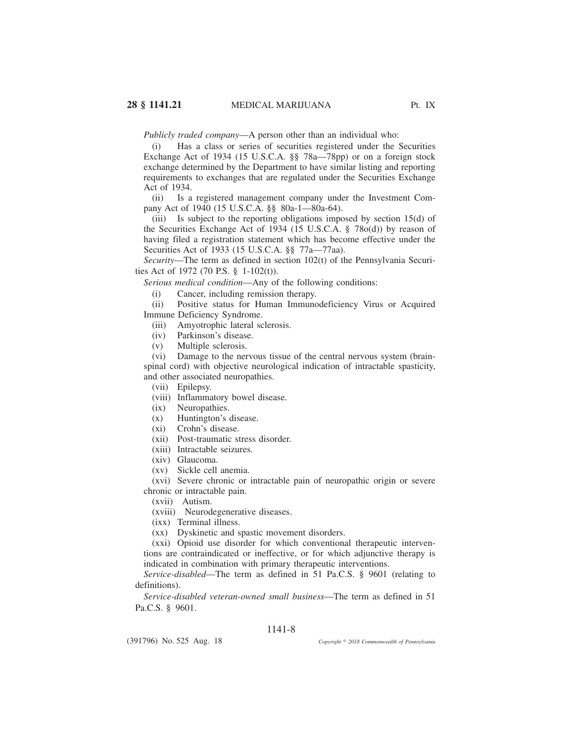*Publicly traded company*—A person other than an individual who:

(i) Has a class or series of securities registered under the Securities Exchange Act of 1934 (15 U.S.C.A. §§ 78a—78pp) or on a foreign stock exchange determined by the Department to have similar listing and reporting requirements to exchanges that are regulated under the Securities Exchange Act of 1934.

(ii) Is a registered management company under the Investment Company Act of 1940 (15 U.S.C.A. §§ 80a-1—80a-64).

(iii) Is subject to the reporting obligations imposed by section 15(d) of the Securities Exchange Act of 1934 (15 U.S.C.A. § 78o(d)) by reason of having filed a registration statement which has become effective under the Securities Act of 1933 (15 U.S.C.A. §§ 77a—77aa).

*Security*—The term as defined in section 102(t) of the Pennsylvania Securities Act of 1972 (70 P.S. § 1-102(t)).

*Serious medical condition*—Any of the following conditions:

(i) Cancer, including remission therapy.

(ii) Positive status for Human Immunodeficiency Virus or Acquired Immune Deficiency Syndrome.

(iii) Amyotrophic lateral sclerosis.

(iv) Parkinson's disease.

(v) Multiple sclerosis.

(vi) Damage to the nervous tissue of the central nervous system (brain-spinal cord) with objective neurological indication of intractable spasticity, and other associated neuropathies.

(vii) Epilepsy.

(viii) Inflammatory bowel disease.

(ix) Neuropathies.

(x) Huntington's disease.

(xi) Crohn's disease.

(xii) Post-traumatic stress disorder.

(xiii) Intractable seizures.

(xiv) Glaucoma.

(xv) Sickle cell anemia.

(xvi) Severe chronic or intractable pain of neuropathic origin or severe chronic or intractable pain.

(xvii) Autism.

(xviii) Neurodegenerative diseases.

(ixx) Terminal illness.

(xx) Dyskinetic and spastic movement disorders.

(xxi) Opioid use disorder for which conventional therapeutic interventions are contraindicated or ineffective, or for which adjunctive therapy is indicated in combination with primary therapeutic interventions.

*Service-disabled*—The term as defined in 51 Pa.C.S. § 9601 (relating to definitions).

*Service-disabled veteran-owned small business*—The term as defined in 51 Pa.C.S. § 9601.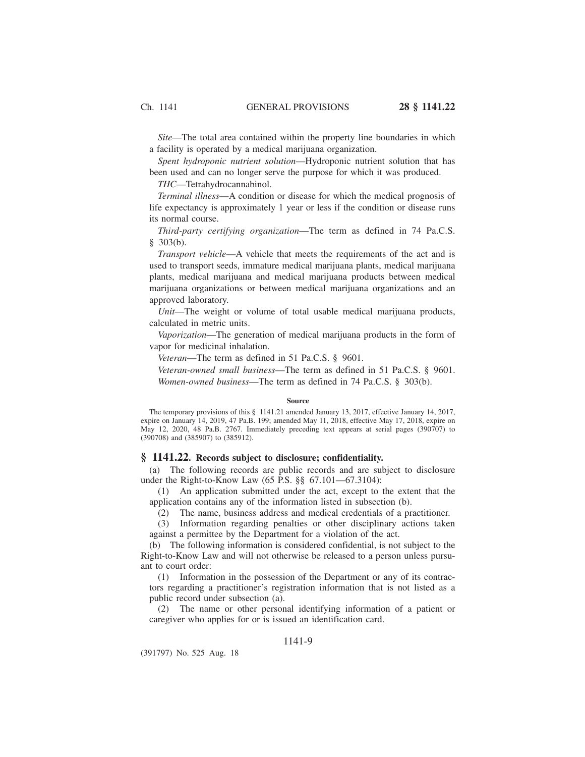*Site*—The total area contained within the property line boundaries in which a facility is operated by a medical marijuana organization.

*Spent hydroponic nutrient solution*—Hydroponic nutrient solution that has been used and can no longer serve the purpose for which it was produced.

*THC*—Tetrahydrocannabinol.

*Terminal illness*—A condition or disease for which the medical prognosis of life expectancy is approximately 1 year or less if the condition or disease runs its normal course.

*Third-party certifying organization*—The term as defined in 74 Pa.C.S. § 303(b).

*Transport vehicle*—A vehicle that meets the requirements of the act and is used to transport seeds, immature medical marijuana plants, medical marijuana plants, medical marijuana and medical marijuana products between medical marijuana organizations or between medical marijuana organizations and an approved laboratory.

*Unit*—The weight or volume of total usable medical marijuana products, calculated in metric units.

*Vaporization*—The generation of medical marijuana products in the form of vapor for medicinal inhalation.

*Veteran*—The term as defined in 51 Pa.C.S. § 9601.

*Veteran-owned small business*—The term as defined in 51 Pa.C.S. § 9601.

*Women-owned business*—The term as defined in 74 Pa.C.S. § 303(b).

**Source**

The temporary provisions of this § 1141.21 amended January 13, 2017, effective January 14, 2017, expire on January 14, 2019, 47 Pa.B. 199; amended May 11, 2018, effective May 17, 2018, expire on May 12, 2020, 48 Pa.B. 2767. Immediately preceding text appears at serial pages (390707) to (390708) and (385907) to (385912).

## § 1141.22. Records subject to disclosure; confidentiality.

(a) The following records are public records and are subject to disclosure under the Right-to-Know Law (65 P.S. §§ 67.101—67.3104):

(1) An application submitted under the act, except to the extent that the application contains any of the information listed in subsection (b).

(2) The name, business address and medical credentials of a practitioner.

(3) Information regarding penalties or other disciplinary actions taken against a permittee by the Department for a violation of the act.

(b) The following information is considered confidential, is not subject to the Right-to-Know Law and will not otherwise be released to a person unless pursuant to court order:

(1) Information in the possession of the Department or any of its contractors regarding a practitioner's registration information that is not listed as a public record under subsection (a).

(2) The name or other personal identifying information of a patient or caregiver who applies for or is issued an identification card.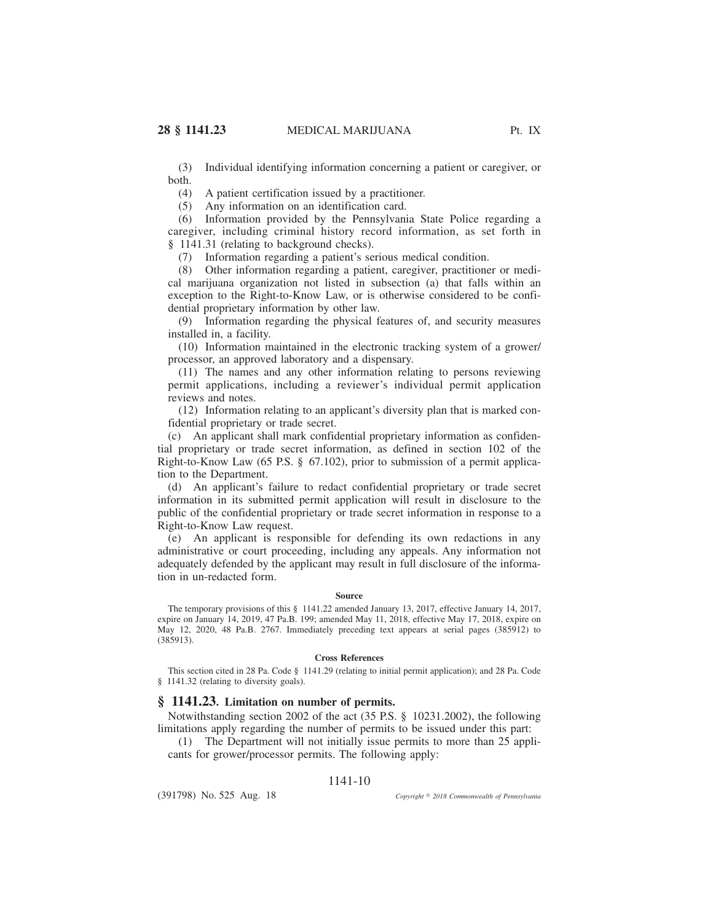(3) Individual identifying information concerning a patient or caregiver, or both.

(4) A patient certification issued by a practitioner.

(5) Any information on an identification card.

(6) Information provided by the Pennsylvania State Police regarding a caregiver, including criminal history record information, as set forth in § 1141.31 (relating to background checks).

(7) Information regarding a patient's serious medical condition.

(8) Other information regarding a patient, caregiver, practitioner or medical marijuana organization not listed in subsection (a) that falls within an exception to the Right-to-Know Law, or is otherwise considered to be confidential proprietary information by other law.

(9) Information regarding the physical features of, and security measures installed in, a facility.

(10) Information maintained in the electronic tracking system of a grower/processor, an approved laboratory and a dispensary.

(11) The names and any other information relating to persons reviewing permit applications, including a reviewer's individual permit application reviews and notes.

(12) Information relating to an applicant's diversity plan that is marked confidential proprietary or trade secret.

(c) An applicant shall mark confidential proprietary information as confidential proprietary or trade secret information, as defined in section 102 of the Right-to-Know Law (65 P.S. § 67.102), prior to submission of a permit application to the Department.

(d) An applicant's failure to redact confidential proprietary or trade secret information in its submitted permit application will result in disclosure to the public of the confidential proprietary or trade secret information in response to a Right-to-Know Law request.

(e) An applicant is responsible for defending its own redactions in any administrative or court proceeding, including any appeals. Any information not adequately defended by the applicant may result in full disclosure of the information in un-redacted form.

**Source**

The temporary provisions of this § 1141.22 amended January 13, 2017, effective January 14, 2017, expire on January 14, 2019, 47 Pa.B. 199; amended May 11, 2018, effective May 17, 2018, expire on May 12, 2020, 48 Pa.B. 2767. Immediately preceding text appears at serial pages (385912) to (385913).

**Cross References**

This section cited in 28 Pa. Code § 1141.29 (relating to initial permit application); and 28 Pa. Code § 1141.32 (relating to diversity goals).

## § 1141.23. Limitation on number of permits.

Notwithstanding section 2002 of the act (35 P.S. § 10231.2002), the following limitations apply regarding the number of permits to be issued under this part:

(1) The Department will not initially issue permits to more than 25 applicants for grower/processor permits. The following apply: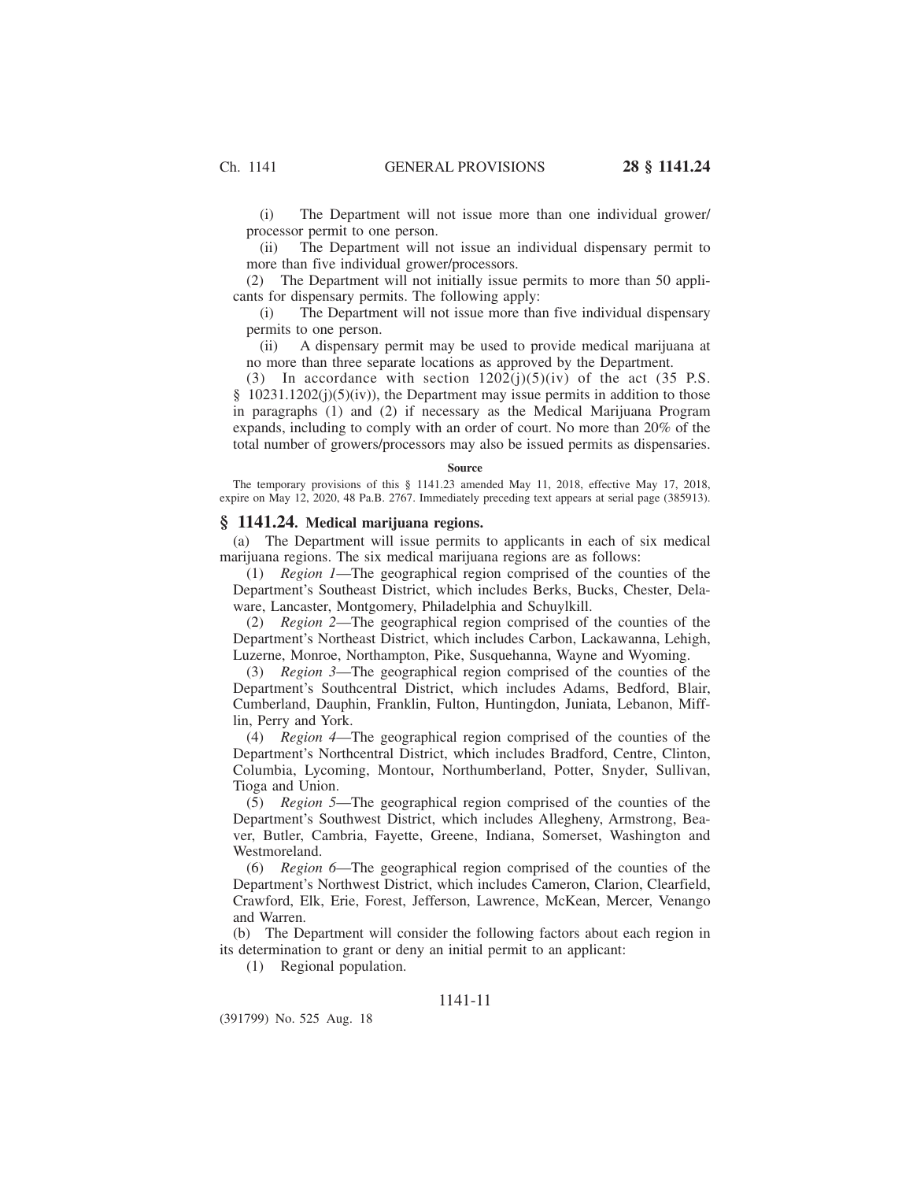(i) The Department will not issue more than one individual grower/processor permit to one person.

(ii) The Department will not issue an individual dispensary permit to more than five individual grower/processors.

(2) The Department will not initially issue permits to more than 50 applicants for dispensary permits. The following apply:

(i) The Department will not issue more than five individual dispensary permits to one person.

(ii) A dispensary permit may be used to provide medical marijuana at no more than three separate locations as approved by the Department.

(3) In accordance with section 1202(j)(5)(iv) of the act (35 P.S. § 10231.1202(j)(5)(iv)), the Department may issue permits in addition to those in paragraphs (1) and (2) if necessary as the Medical Marijuana Program expands, including to comply with an order of court. No more than 20% of the total number of growers/processors may also be issued permits as dispensaries.

**Source**

The temporary provisions of this § 1141.23 amended May 11, 2018, effective May 17, 2018, expire on May 12, 2020, 48 Pa.B. 2767. Immediately preceding text appears at serial page (385913).

## § 1141.24. Medical marijuana regions.

(a) The Department will issue permits to applicants in each of six medical marijuana regions. The six medical marijuana regions are as follows:

(1) *Region 1*—The geographical region comprised of the counties of the Department's Southeast District, which includes Berks, Bucks, Chester, Delaware, Lancaster, Montgomery, Philadelphia and Schuylkill.

(2) *Region 2*—The geographical region comprised of the counties of the Department's Northeast District, which includes Carbon, Lackawanna, Lehigh, Luzerne, Monroe, Northampton, Pike, Susquehanna, Wayne and Wyoming.

(3) *Region 3*—The geographical region comprised of the counties of the Department's Southcentral District, which includes Adams, Bedford, Blair, Cumberland, Dauphin, Franklin, Fulton, Huntingdon, Juniata, Lebanon, Mifflin, Perry and York.

(4) *Region 4*—The geographical region comprised of the counties of the Department's Northcentral District, which includes Bradford, Centre, Clinton, Columbia, Lycoming, Montour, Northumberland, Potter, Snyder, Sullivan, Tioga and Union.

(5) *Region 5*—The geographical region comprised of the counties of the Department's Southwest District, which includes Allegheny, Armstrong, Beaver, Butler, Cambria, Fayette, Greene, Indiana, Somerset, Washington and Westmoreland.

(6) *Region 6*—The geographical region comprised of the counties of the Department's Northwest District, which includes Cameron, Clarion, Clearfield, Crawford, Elk, Erie, Forest, Jefferson, Lawrence, McKean, Mercer, Venango and Warren.

(b) The Department will consider the following factors about each region in its determination to grant or deny an initial permit to an applicant:

(1) Regional population.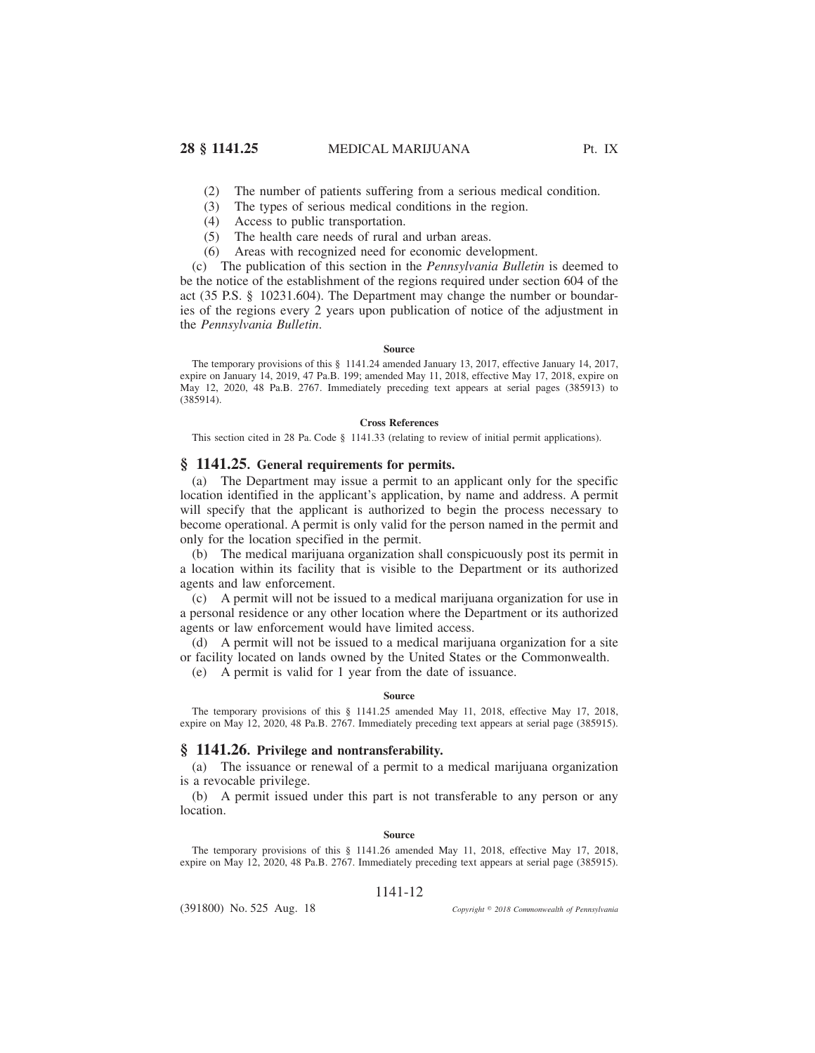(2) The number of patients suffering from a serious medical condition.

(3) The types of serious medical conditions in the region.

(4) Access to public transportation.

(5) The health care needs of rural and urban areas.

(6) Areas with recognized need for economic development.

(c) The publication of this section in the *Pennsylvania Bulletin* is deemed to be the notice of the establishment of the regions required under section 604 of the act (35 P.S. § 10231.604). The Department may change the number or boundaries of the regions every 2 years upon publication of notice of the adjustment in the *Pennsylvania Bulletin*.

**Source**

The temporary provisions of this § 1141.24 amended January 13, 2017, effective January 14, 2017, expire on January 14, 2019, 47 Pa.B. 199; amended May 11, 2018, effective May 17, 2018, expire on May 12, 2020, 48 Pa.B. 2767. Immediately preceding text appears at serial pages (385913) to (385914).

**Cross References**

This section cited in 28 Pa. Code § 1141.33 (relating to review of initial permit applications).

## § 1141.25. General requirements for permits.

(a) The Department may issue a permit to an applicant only for the specific location identified in the applicant's application, by name and address. A permit will specify that the applicant is authorized to begin the process necessary to become operational. A permit is only valid for the person named in the permit and only for the location specified in the permit.

(b) The medical marijuana organization shall conspicuously post its permit in a location within its facility that is visible to the Department or its authorized agents and law enforcement.

(c) A permit will not be issued to a medical marijuana organization for use in a personal residence or any other location where the Department or its authorized agents or law enforcement would have limited access.

(d) A permit will not be issued to a medical marijuana organization for a site or facility located on lands owned by the United States or the Commonwealth.

(e) A permit is valid for 1 year from the date of issuance.

**Source**

The temporary provisions of this § 1141.25 amended May 11, 2018, effective May 17, 2018, expire on May 12, 2020, 48 Pa.B. 2767. Immediately preceding text appears at serial page (385915).

## § 1141.26. Privilege and nontransferability.

(a) The issuance or renewal of a permit to a medical marijuana organization is a revocable privilege.

(b) A permit issued under this part is not transferable to any person or any location.

**Source**

The temporary provisions of this § 1141.26 amended May 11, 2018, effective May 17, 2018, expire on May 12, 2020, 48 Pa.B. 2767. Immediately preceding text appears at serial page (385915).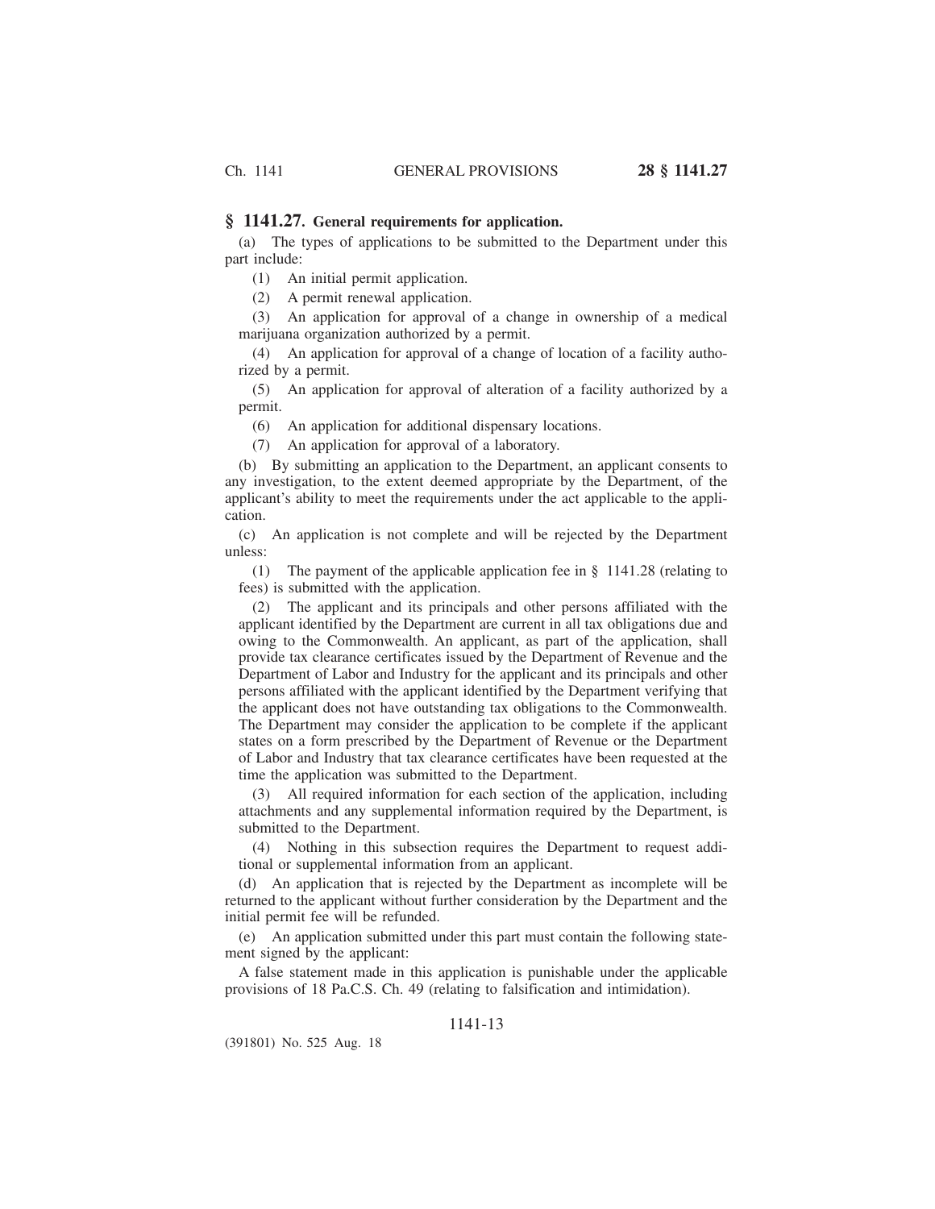## § 1141.27. General requirements for application.

(a) The types of applications to be submitted to the Department under this part include:

(1) An initial permit application.

(2) A permit renewal application.

(3) An application for approval of a change in ownership of a medical marijuana organization authorized by a permit.

(4) An application for approval of a change of location of a facility authorized by a permit.

(5) An application for approval of alteration of a facility authorized by a permit.

(6) An application for additional dispensary locations.

(7) An application for approval of a laboratory.

(b) By submitting an application to the Department, an applicant consents to any investigation, to the extent deemed appropriate by the Department, of the applicant's ability to meet the requirements under the act applicable to the application.

(c) An application is not complete and will be rejected by the Department unless:

(1) The payment of the applicable application fee in § 1141.28 (relating to fees) is submitted with the application.

(2) The applicant and its principals and other persons affiliated with the applicant identified by the Department are current in all tax obligations due and owing to the Commonwealth. An applicant, as part of the application, shall provide tax clearance certificates issued by the Department of Revenue and the Department of Labor and Industry for the applicant and its principals and other persons affiliated with the applicant identified by the Department verifying that the applicant does not have outstanding tax obligations to the Commonwealth. The Department may consider the application to be complete if the applicant states on a form prescribed by the Department of Revenue or the Department of Labor and Industry that tax clearance certificates have been requested at the time the application was submitted to the Department.

(3) All required information for each section of the application, including attachments and any supplemental information required by the Department, is submitted to the Department.

(4) Nothing in this subsection requires the Department to request additional or supplemental information from an applicant.

(d) An application that is rejected by the Department as incomplete will be returned to the applicant without further consideration by the Department and the initial permit fee will be refunded.

(e) An application submitted under this part must contain the following statement signed by the applicant:

A false statement made in this application is punishable under the applicable provisions of 18 Pa.C.S. Ch. 49 (relating to falsification and intimidation).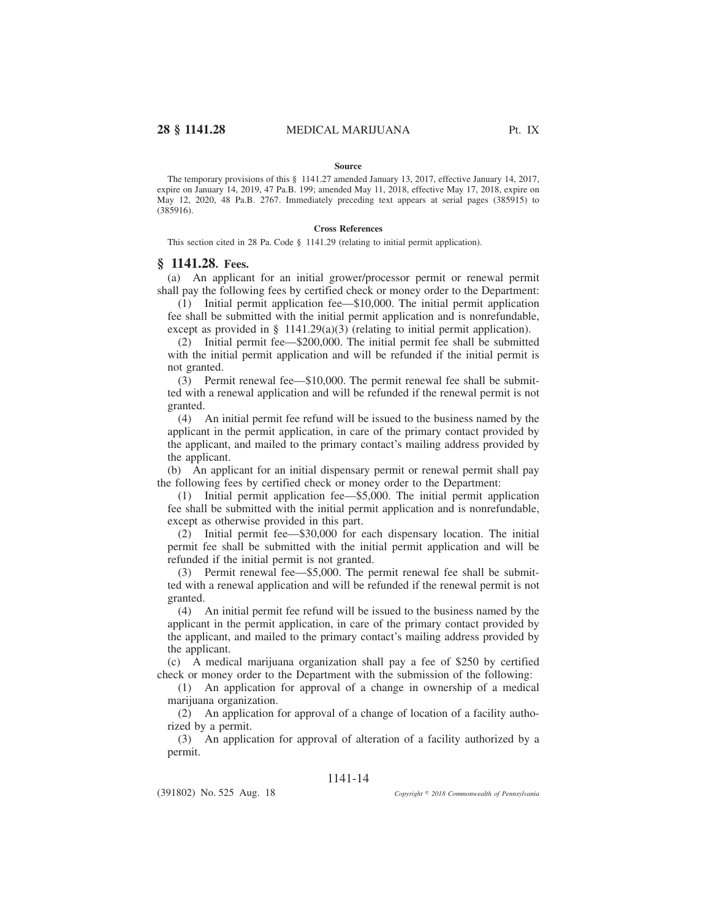**Source**

The temporary provisions of this § 1141.27 amended January 13, 2017, effective January 14, 2017, expire on January 14, 2019, 47 Pa.B. 199; amended May 11, 2018, effective May 17, 2018, expire on May 12, 2020, 48 Pa.B. 2767. Immediately preceding text appears at serial pages (385915) to (385916).

**Cross References**

This section cited in 28 Pa. Code § 1141.29 (relating to initial permit application).

## § 1141.28. Fees.

(a) An applicant for an initial grower/processor permit or renewal permit shall pay the following fees by certified check or money order to the Department:

(1) Initial permit application fee—$10,000. The initial permit application fee shall be submitted with the initial permit application and is nonrefundable, except as provided in § 1141.29(a)(3) (relating to initial permit application).

(2) Initial permit fee—$200,000. The initial permit fee shall be submitted with the initial permit application and will be refunded if the initial permit is not granted.

(3) Permit renewal fee—$10,000. The permit renewal fee shall be submitted with a renewal application and will be refunded if the renewal permit is not granted.

(4) An initial permit fee refund will be issued to the business named by the applicant in the permit application, in care of the primary contact provided by the applicant, and mailed to the primary contact's mailing address provided by the applicant.

(b) An applicant for an initial dispensary permit or renewal permit shall pay the following fees by certified check or money order to the Department:

(1) Initial permit application fee—$5,000. The initial permit application fee shall be submitted with the initial permit application and is nonrefundable, except as otherwise provided in this part.

(2) Initial permit fee—$30,000 for each dispensary location. The initial permit fee shall be submitted with the initial permit application and will be refunded if the initial permit is not granted.

(3) Permit renewal fee—$5,000. The permit renewal fee shall be submitted with a renewal application and will be refunded if the renewal permit is not granted.

(4) An initial permit fee refund will be issued to the business named by the applicant in the permit application, in care of the primary contact provided by the applicant, and mailed to the primary contact's mailing address provided by the applicant.

(c) A medical marijuana organization shall pay a fee of $250 by certified check or money order to the Department with the submission of the following:

(1) An application for approval of a change in ownership of a medical marijuana organization.

(2) An application for approval of a change of location of a facility authorized by a permit.

(3) An application for approval of alteration of a facility authorized by a permit.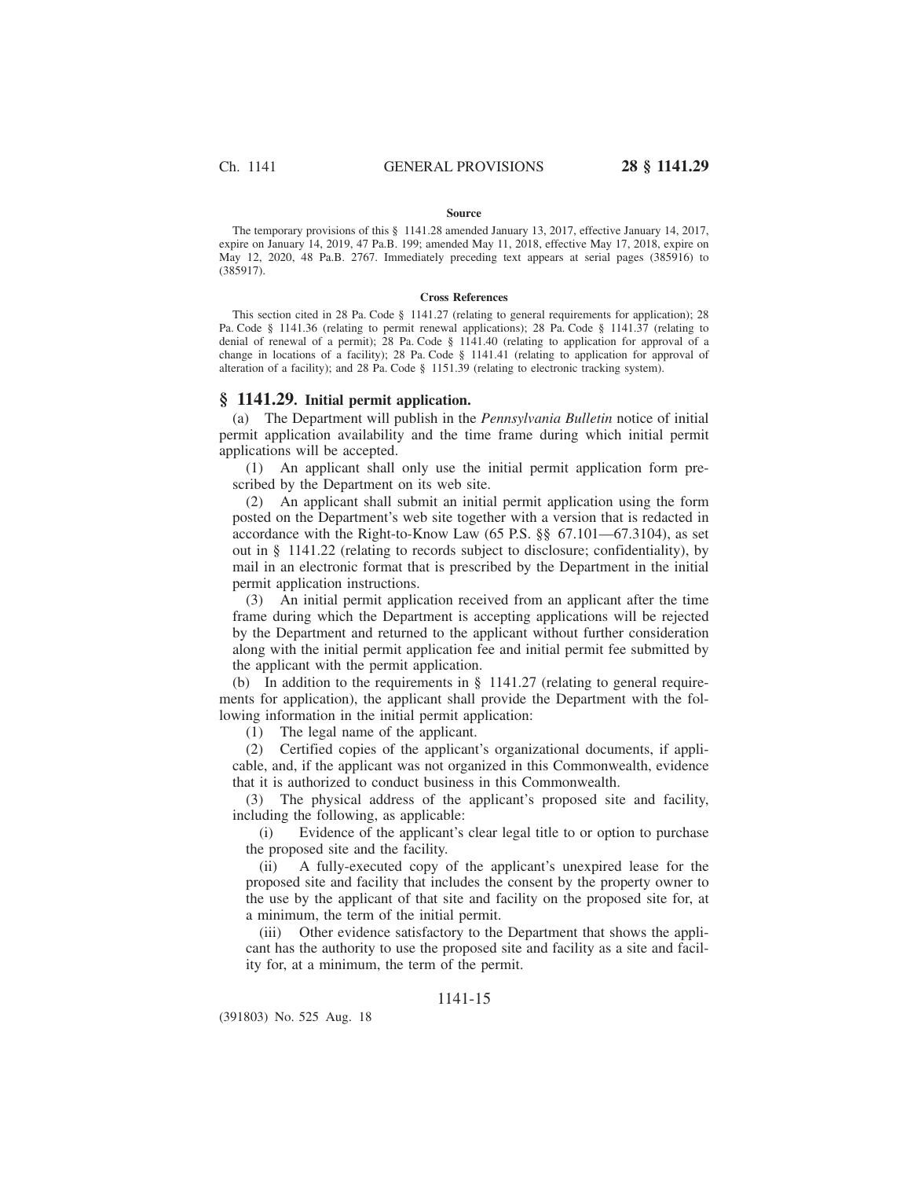**Source**

The temporary provisions of this § 1141.28 amended January 13, 2017, effective January 14, 2017, expire on January 14, 2019, 47 Pa.B. 199; amended May 11, 2018, effective May 17, 2018, expire on May 12, 2020, 48 Pa.B. 2767. Immediately preceding text appears at serial pages (385916) to (385917).

**Cross References**

This section cited in 28 Pa. Code § 1141.27 (relating to general requirements for application); 28 Pa. Code § 1141.36 (relating to permit renewal applications); 28 Pa. Code § 1141.37 (relating to denial of renewal of a permit); 28 Pa. Code § 1141.40 (relating to application for approval of a change in locations of a facility); 28 Pa. Code § 1141.41 (relating to application for approval of alteration of a facility); and 28 Pa. Code § 1151.39 (relating to electronic tracking system).

## § 1141.29. Initial permit application.

(a) The Department will publish in the *Pennsylvania Bulletin* notice of initial permit application availability and the time frame during which initial permit applications will be accepted.

(1) An applicant shall only use the initial permit application form prescribed by the Department on its web site.

(2) An applicant shall submit an initial permit application using the form posted on the Department's web site together with a version that is redacted in accordance with the Right-to-Know Law (65 P.S. §§ 67.101—67.3104), as set out in § 1141.22 (relating to records subject to disclosure; confidentiality), by mail in an electronic format that is prescribed by the Department in the initial permit application instructions.

(3) An initial permit application received from an applicant after the time frame during which the Department is accepting applications will be rejected by the Department and returned to the applicant without further consideration along with the initial permit application fee and initial permit fee submitted by the applicant with the permit application.

(b) In addition to the requirements in § 1141.27 (relating to general requirements for application), the applicant shall provide the Department with the following information in the initial permit application:

(1) The legal name of the applicant.

(2) Certified copies of the applicant's organizational documents, if applicable, and, if the applicant was not organized in this Commonwealth, evidence that it is authorized to conduct business in this Commonwealth.

(3) The physical address of the applicant's proposed site and facility, including the following, as applicable:

(i) Evidence of the applicant's clear legal title to or option to purchase the proposed site and the facility.

(ii) A fully-executed copy of the applicant's unexpired lease for the proposed site and facility that includes the consent by the property owner to the use by the applicant of that site and facility on the proposed site for, at a minimum, the term of the initial permit.

(iii) Other evidence satisfactory to the Department that shows the applicant has the authority to use the proposed site and facility as a site and facility for, at a minimum, the term of the permit.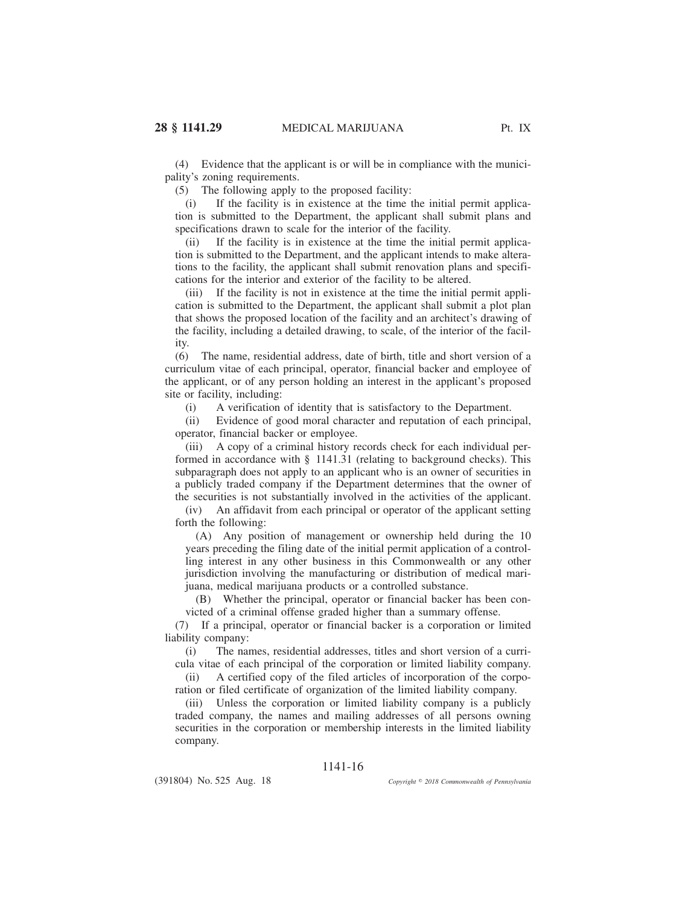(4) Evidence that the applicant is or will be in compliance with the municipality's zoning requirements.

(5) The following apply to the proposed facility:

(i) If the facility is in existence at the time the initial permit application is submitted to the Department, the applicant shall submit plans and specifications drawn to scale for the interior of the facility.

(ii) If the facility is in existence at the time the initial permit application is submitted to the Department, and the applicant intends to make alterations to the facility, the applicant shall submit renovation plans and specifications for the interior and exterior of the facility to be altered.

(iii) If the facility is not in existence at the time the initial permit application is submitted to the Department, the applicant shall submit a plot plan that shows the proposed location of the facility and an architect's drawing of the facility, including a detailed drawing, to scale, of the interior of the facility.

(6) The name, residential address, date of birth, title and short version of a curriculum vitae of each principal, operator, financial backer and employee of the applicant, or of any person holding an interest in the applicant's proposed site or facility, including:

(i) A verification of identity that is satisfactory to the Department.

(ii) Evidence of good moral character and reputation of each principal, operator, financial backer or employee.

(iii) A copy of a criminal history records check for each individual performed in accordance with § 1141.31 (relating to background checks). This subparagraph does not apply to an applicant who is an owner of securities in a publicly traded company if the Department determines that the owner of the securities is not substantially involved in the activities of the applicant.

(iv) An affidavit from each principal or operator of the applicant setting forth the following:

(A) Any position of management or ownership held during the 10 years preceding the filing date of the initial permit application of a controlling interest in any other business in this Commonwealth or any other jurisdiction involving the manufacturing or distribution of medical marijuana, medical marijuana products or a controlled substance.

(B) Whether the principal, operator or financial backer has been convicted of a criminal offense graded higher than a summary offense.

(7) If a principal, operator or financial backer is a corporation or limited liability company:

(i) The names, residential addresses, titles and short version of a curricula vitae of each principal of the corporation or limited liability company.

(ii) A certified copy of the filed articles of incorporation of the corporation or filed certificate of organization of the limited liability company.

(iii) Unless the corporation or limited liability company is a publicly traded company, the names and mailing addresses of all persons owning securities in the corporation or membership interests in the limited liability company.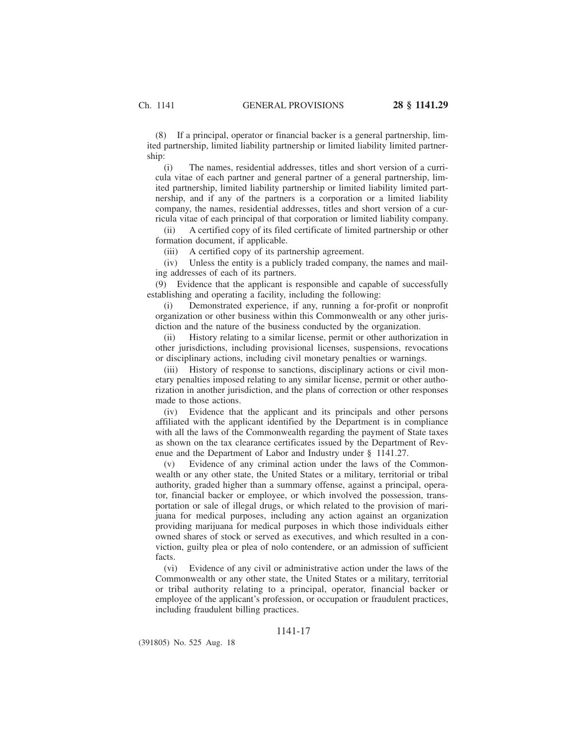(8) If a principal, operator or financial backer is a general partnership, limited partnership, limited liability partnership or limited liability limited partnership:

(i) The names, residential addresses, titles and short version of a curricula vitae of each partner and general partner of a general partnership, limited partnership, limited liability partnership or limited liability limited partnership, and if any of the partners is a corporation or a limited liability company, the names, residential addresses, titles and short version of a curricula vitae of each principal of that corporation or limited liability company.

(ii) A certified copy of its filed certificate of limited partnership or other formation document, if applicable.

(iii) A certified copy of its partnership agreement.

(iv) Unless the entity is a publicly traded company, the names and mailing addresses of each of its partners.

(9) Evidence that the applicant is responsible and capable of successfully establishing and operating a facility, including the following:

(i) Demonstrated experience, if any, running a for-profit or nonprofit organization or other business within this Commonwealth or any other jurisdiction and the nature of the business conducted by the organization.

(ii) History relating to a similar license, permit or other authorization in other jurisdictions, including provisional licenses, suspensions, revocations or disciplinary actions, including civil monetary penalties or warnings.

(iii) History of response to sanctions, disciplinary actions or civil monetary penalties imposed relating to any similar license, permit or other authorization in another jurisdiction, and the plans of correction or other responses made to those actions.

(iv) Evidence that the applicant and its principals and other persons affiliated with the applicant identified by the Department is in compliance with all the laws of the Commonwealth regarding the payment of State taxes as shown on the tax clearance certificates issued by the Department of Revenue and the Department of Labor and Industry under § 1141.27.

(v) Evidence of any criminal action under the laws of the Commonwealth or any other state, the United States or a military, territorial or tribal authority, graded higher than a summary offense, against a principal, operator, financial backer or employee, or which involved the possession, transportation or sale of illegal drugs, or which related to the provision of marijuana for medical purposes, including any action against an organization providing marijuana for medical purposes in which those individuals either owned shares of stock or served as executives, and which resulted in a conviction, guilty plea or plea of nolo contendere, or an admission of sufficient facts.

(vi) Evidence of any civil or administrative action under the laws of the Commonwealth or any other state, the United States or a military, territorial or tribal authority relating to a principal, operator, financial backer or employee of the applicant's profession, or occupation or fraudulent practices, including fraudulent billing practices.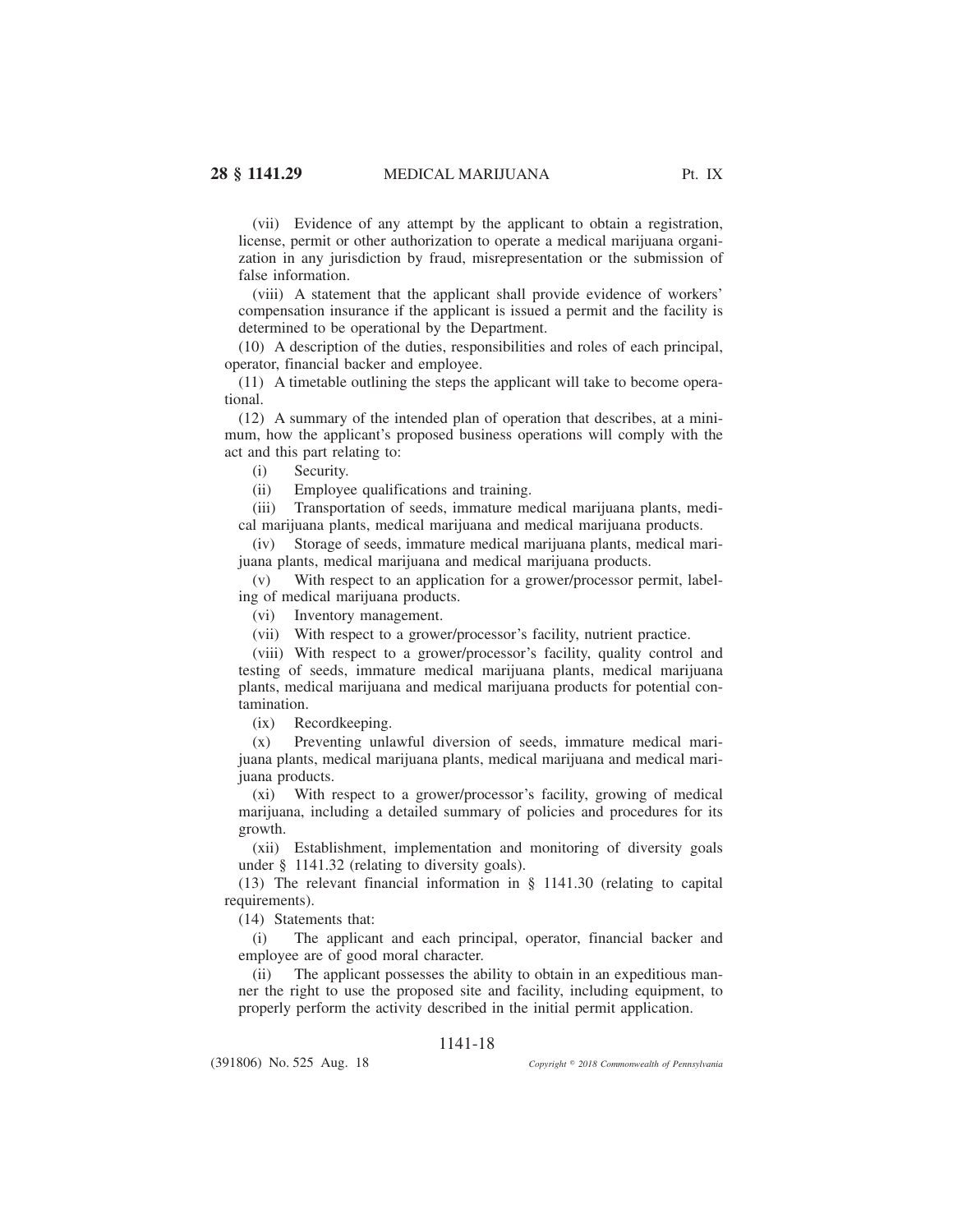(vii) Evidence of any attempt by the applicant to obtain a registration, license, permit or other authorization to operate a medical marijuana organization in any jurisdiction by fraud, misrepresentation or the submission of false information.

(viii) A statement that the applicant shall provide evidence of workers' compensation insurance if the applicant is issued a permit and the facility is determined to be operational by the Department.

(10) A description of the duties, responsibilities and roles of each principal, operator, financial backer and employee.

(11) A timetable outlining the steps the applicant will take to become operational.

(12) A summary of the intended plan of operation that describes, at a minimum, how the applicant's proposed business operations will comply with the act and this part relating to:

(i) Security.

(ii) Employee qualifications and training.

(iii) Transportation of seeds, immature medical marijuana plants, medical marijuana plants, medical marijuana and medical marijuana products.

(iv) Storage of seeds, immature medical marijuana plants, medical marijuana plants, medical marijuana and medical marijuana products.

(v) With respect to an application for a grower/processor permit, labeling of medical marijuana products.

(vi) Inventory management.

(vii) With respect to a grower/processor's facility, nutrient practice.

(viii) With respect to a grower/processor's facility, quality control and testing of seeds, immature medical marijuana plants, medical marijuana plants, medical marijuana and medical marijuana products for potential contamination.

(ix) Recordkeeping.

(x) Preventing unlawful diversion of seeds, immature medical marijuana plants, medical marijuana plants, medical marijuana and medical marijuana products.

(xi) With respect to a grower/processor's facility, growing of medical marijuana, including a detailed summary of policies and procedures for its growth.

(xii) Establishment, implementation and monitoring of diversity goals under § 1141.32 (relating to diversity goals).

(13) The relevant financial information in § 1141.30 (relating to capital requirements).

(14) Statements that:

(i) The applicant and each principal, operator, financial backer and employee are of good moral character.

(ii) The applicant possesses the ability to obtain in an expeditious manner the right to use the proposed site and facility, including equipment, to properly perform the activity described in the initial permit application.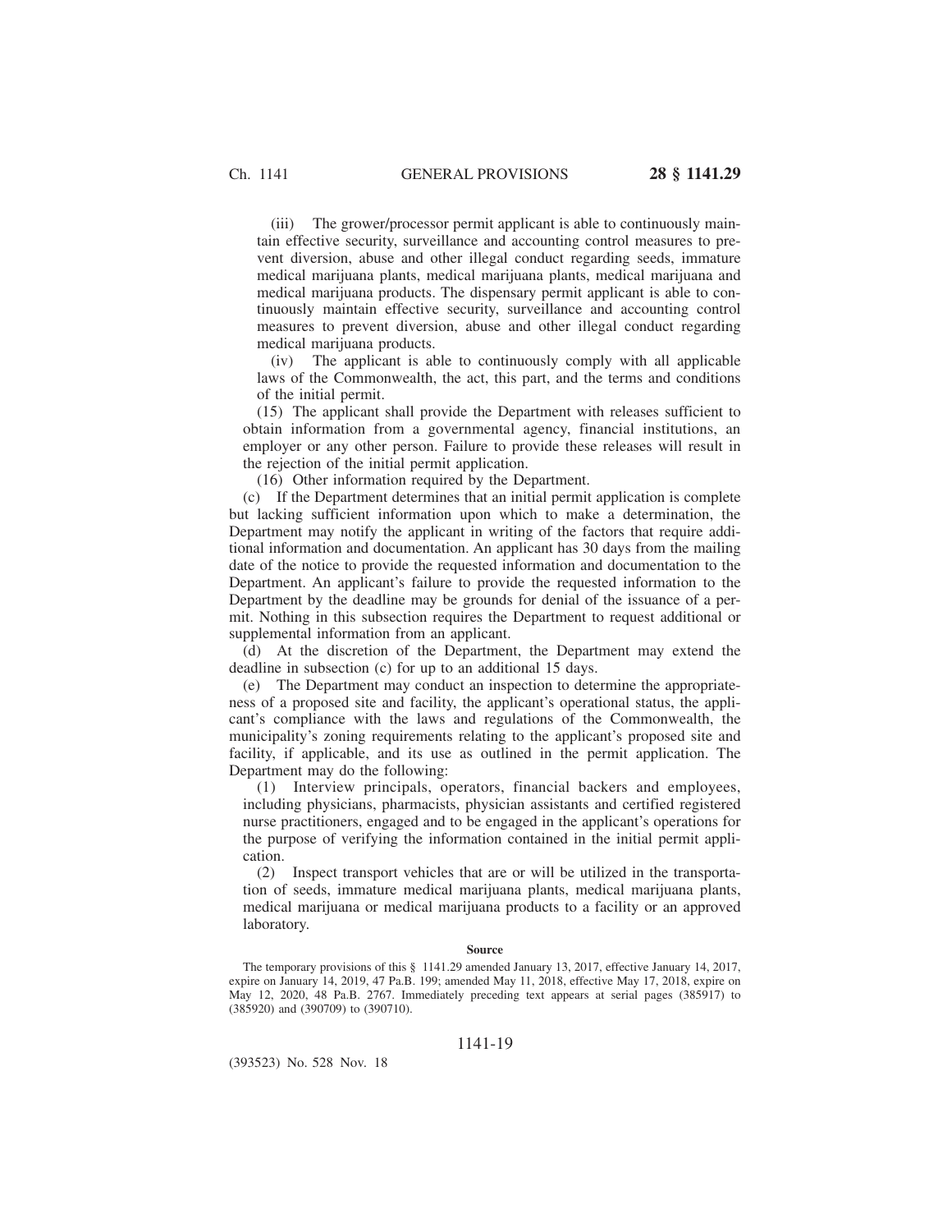(iii) The grower/processor permit applicant is able to continuously maintain effective security, surveillance and accounting control measures to prevent diversion, abuse and other illegal conduct regarding seeds, immature medical marijuana plants, medical marijuana plants, medical marijuana and medical marijuana products. The dispensary permit applicant is able to continuously maintain effective security, surveillance and accounting control measures to prevent diversion, abuse and other illegal conduct regarding medical marijuana products.

(iv) The applicant is able to continuously comply with all applicable laws of the Commonwealth, the act, this part, and the terms and conditions of the initial permit.

(15) The applicant shall provide the Department with releases sufficient to obtain information from a governmental agency, financial institutions, an employer or any other person. Failure to provide these releases will result in the rejection of the initial permit application.

(16) Other information required by the Department.

(c) If the Department determines that an initial permit application is complete but lacking sufficient information upon which to make a determination, the Department may notify the applicant in writing of the factors that require additional information and documentation. An applicant has 30 days from the mailing date of the notice to provide the requested information and documentation to the Department. An applicant's failure to provide the requested information to the Department by the deadline may be grounds for denial of the issuance of a permit. Nothing in this subsection requires the Department to request additional or supplemental information from an applicant.

(d) At the discretion of the Department, the Department may extend the deadline in subsection (c) for up to an additional 15 days.

(e) The Department may conduct an inspection to determine the appropriateness of a proposed site and facility, the applicant's operational status, the applicant's compliance with the laws and regulations of the Commonwealth, the municipality's zoning requirements relating to the applicant's proposed site and facility, if applicable, and its use as outlined in the permit application. The Department may do the following:

(1) Interview principals, operators, financial backers and employees, including physicians, pharmacists, physician assistants and certified registered nurse practitioners, engaged and to be engaged in the applicant's operations for the purpose of verifying the information contained in the initial permit application.

(2) Inspect transport vehicles that are or will be utilized in the transportation of seeds, immature medical marijuana plants, medical marijuana plants, medical marijuana or medical marijuana products to a facility or an approved laboratory.

**Source**

The temporary provisions of this § 1141.29 amended January 13, 2017, effective January 14, 2017, expire on January 14, 2019, 47 Pa.B. 199; amended May 11, 2018, effective May 17, 2018, expire on May 12, 2020, 48 Pa.B. 2767. Immediately preceding text appears at serial pages (385917) to (385920) and (390709) to (390710).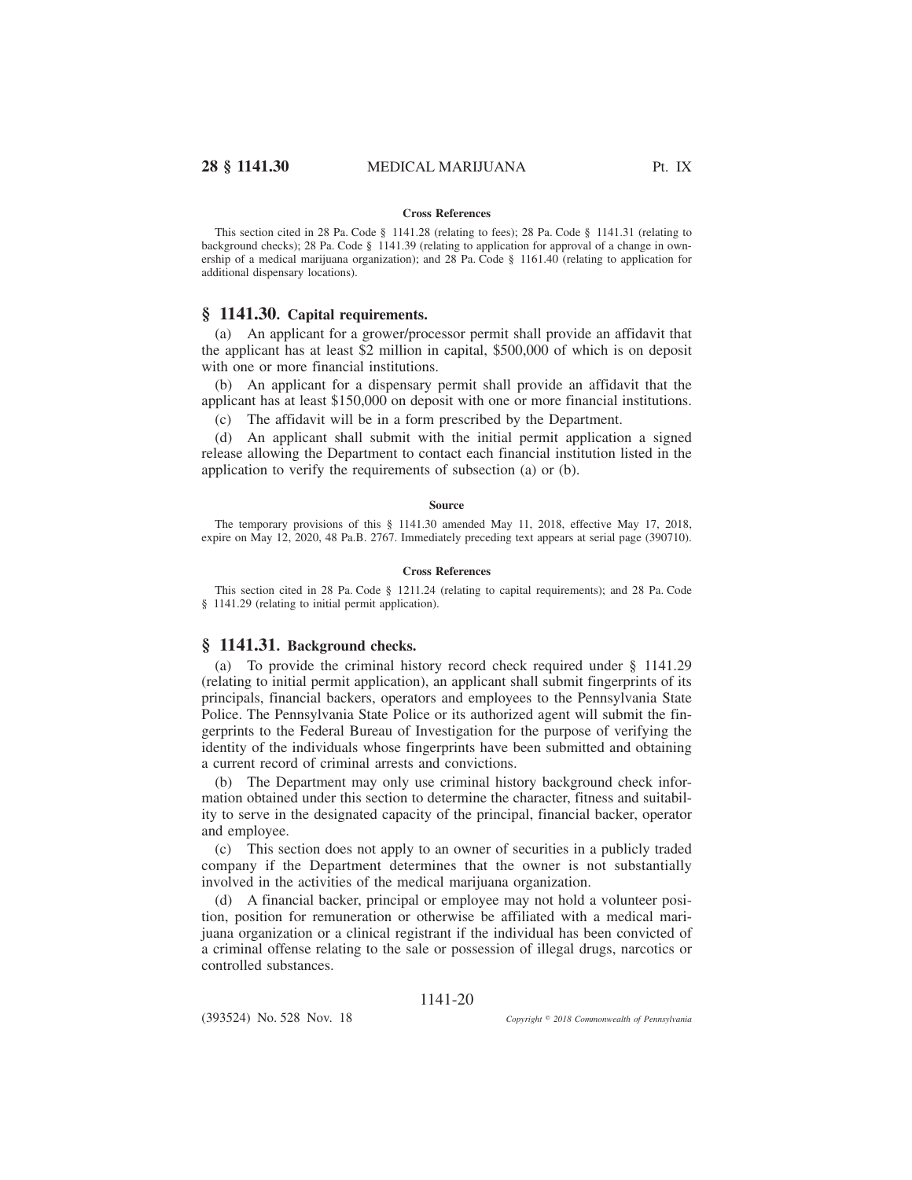**Cross References**

This section cited in 28 Pa. Code § 1141.28 (relating to fees); 28 Pa. Code § 1141.31 (relating to background checks); 28 Pa. Code § 1141.39 (relating to application for approval of a change in ownership of a medical marijuana organization); and 28 Pa. Code § 1161.40 (relating to application for additional dispensary locations).

## § 1141.30. Capital requirements.

(a) An applicant for a grower/processor permit shall provide an affidavit that the applicant has at least $2 million in capital, $500,000 of which is on deposit with one or more financial institutions.

(b) An applicant for a dispensary permit shall provide an affidavit that the applicant has at least $150,000 on deposit with one or more financial institutions.

(c) The affidavit will be in a form prescribed by the Department.

(d) An applicant shall submit with the initial permit application a signed release allowing the Department to contact each financial institution listed in the application to verify the requirements of subsection (a) or (b).

**Source**

The temporary provisions of this § 1141.30 amended May 11, 2018, effective May 17, 2018, expire on May 12, 2020, 48 Pa.B. 2767. Immediately preceding text appears at serial page (390710).

**Cross References**

This section cited in 28 Pa. Code § 1211.24 (relating to capital requirements); and 28 Pa. Code § 1141.29 (relating to initial permit application).

## § 1141.31. Background checks.

(a) To provide the criminal history record check required under § 1141.29 (relating to initial permit application), an applicant shall submit fingerprints of its principals, financial backers, operators and employees to the Pennsylvania State Police. The Pennsylvania State Police or its authorized agent will submit the fingerprints to the Federal Bureau of Investigation for the purpose of verifying the identity of the individuals whose fingerprints have been submitted and obtaining a current record of criminal arrests and convictions.

(b) The Department may only use criminal history background check information obtained under this section to determine the character, fitness and suitability to serve in the designated capacity of the principal, financial backer, operator and employee.

(c) This section does not apply to an owner of securities in a publicly traded company if the Department determines that the owner is not substantially involved in the activities of the medical marijuana organization.

(d) A financial backer, principal or employee may not hold a volunteer position, position for remuneration or otherwise be affiliated with a medical marijuana organization or a clinical registrant if the individual has been convicted of a criminal offense relating to the sale or possession of illegal drugs, narcotics or controlled substances.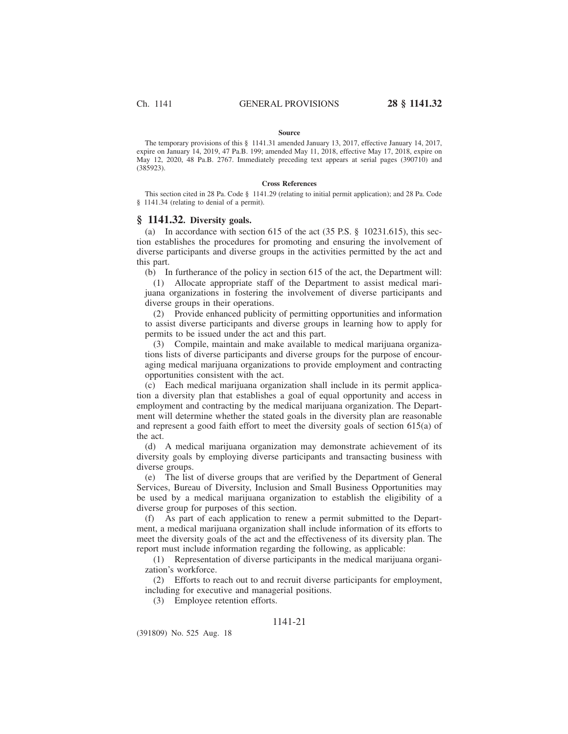#### Source

The temporary provisions of this § 1141.31 amended January 13, 2017, effective January 14, 2017, expire on January 14, 2019, 47 Pa.B. 199; amended May 11, 2018, effective May 17, 2018, expire on May 12, 2020, 48 Pa.B. 2767. Immediately preceding text appears at serial pages (390710) and (385923).

#### Cross References

This section cited in 28 Pa. Code § 1141.29 (relating to initial permit application); and 28 Pa. Code § 1141.34 (relating to denial of a permit).

## § 1141.32. Diversity goals.

(a) In accordance with section 615 of the act (35 P.S. § 10231.615), this section establishes the procedures for promoting and ensuring the involvement of diverse participants and diverse groups in the activities permitted by the act and this part.

(b) In furtherance of the policy in section 615 of the act, the Department will:

(1) Allocate appropriate staff of the Department to assist medical marijuana organizations in fostering the involvement of diverse participants and diverse groups in their operations.

(2) Provide enhanced publicity of permitting opportunities and information to assist diverse participants and diverse groups in learning how to apply for permits to be issued under the act and this part.

(3) Compile, maintain and make available to medical marijuana organizations lists of diverse participants and diverse groups for the purpose of encouraging medical marijuana organizations to provide employment and contracting opportunities consistent with the act.

(c) Each medical marijuana organization shall include in its permit application a diversity plan that establishes a goal of equal opportunity and access in employment and contracting by the medical marijuana organization. The Department will determine whether the stated goals in the diversity plan are reasonable and represent a good faith effort to meet the diversity goals of section 615(a) of the act.

(d) A medical marijuana organization may demonstrate achievement of its diversity goals by employing diverse participants and transacting business with diverse groups.

(e) The list of diverse groups that are verified by the Department of General Services, Bureau of Diversity, Inclusion and Small Business Opportunities may be used by a medical marijuana organization to establish the eligibility of a diverse group for purposes of this section.

(f) As part of each application to renew a permit submitted to the Department, a medical marijuana organization shall include information of its efforts to meet the diversity goals of the act and the effectiveness of its diversity plan. The report must include information regarding the following, as applicable:

(1) Representation of diverse participants in the medical marijuana organization's workforce.

(2) Efforts to reach out to and recruit diverse participants for employment, including for executive and managerial positions.

(3) Employee retention efforts.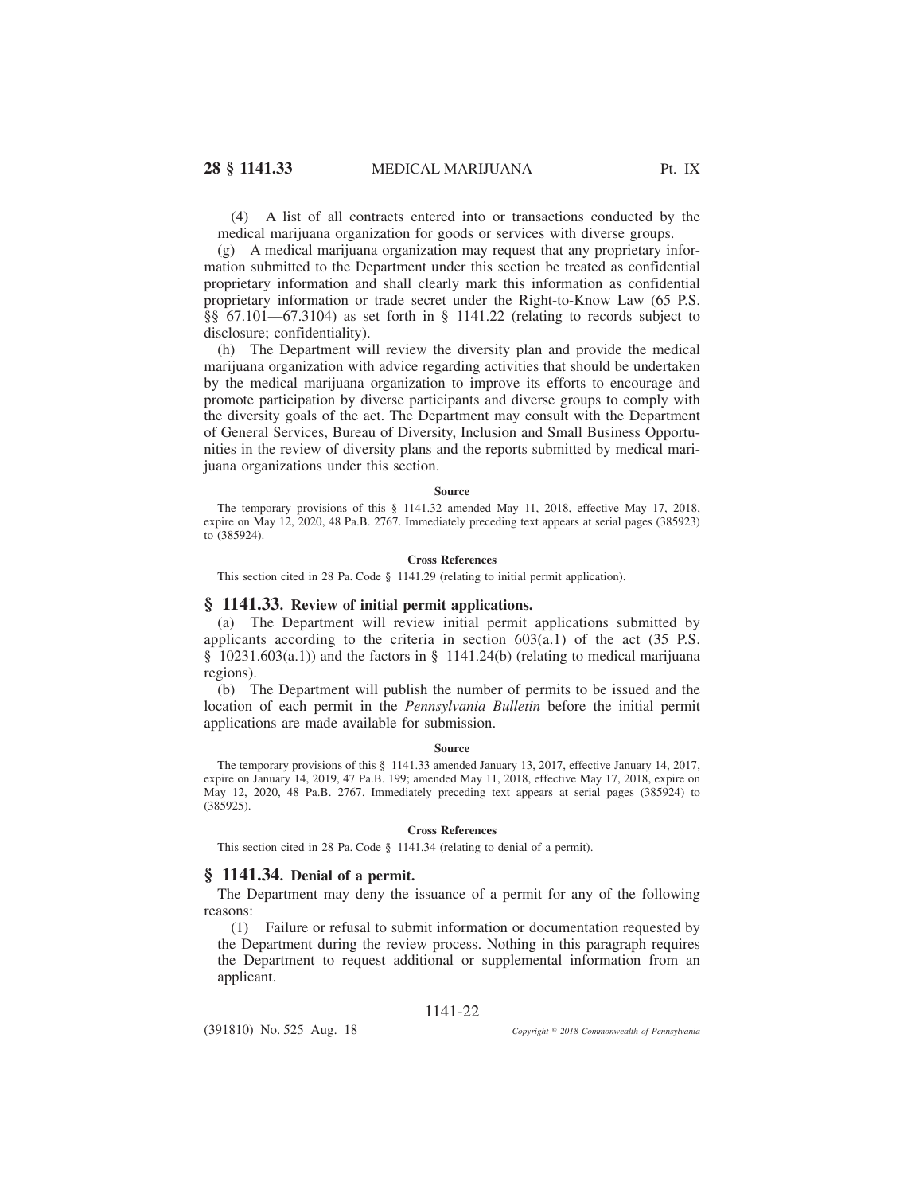(4) A list of all contracts entered into or transactions conducted by the medical marijuana organization for goods or services with diverse groups.

(g) A medical marijuana organization may request that any proprietary information submitted to the Department under this section be treated as confidential proprietary information and shall clearly mark this information as confidential proprietary information or trade secret under the Right-to-Know Law (65 P.S. §§ 67.101—67.3104) as set forth in § 1141.22 (relating to records subject to disclosure; confidentiality).

(h) The Department will review the diversity plan and provide the medical marijuana organization with advice regarding activities that should be undertaken by the medical marijuana organization to improve its efforts to encourage and promote participation by diverse participants and diverse groups to comply with the diversity goals of the act. The Department may consult with the Department of General Services, Bureau of Diversity, Inclusion and Small Business Opportunities in the review of diversity plans and the reports submitted by medical marijuana organizations under this section.

**Source**

The temporary provisions of this § 1141.32 amended May 11, 2018, effective May 17, 2018, expire on May 12, 2020, 48 Pa.B. 2767. Immediately preceding text appears at serial pages (385923) to (385924).

**Cross References**

This section cited in 28 Pa. Code § 1141.29 (relating to initial permit application).

## § 1141.33. Review of initial permit applications.

(a) The Department will review initial permit applications submitted by applicants according to the criteria in section 603(a.1) of the act (35 P.S. § 10231.603(a.1)) and the factors in § 1141.24(b) (relating to medical marijuana regions).

(b) The Department will publish the number of permits to be issued and the location of each permit in the *Pennsylvania Bulletin* before the initial permit applications are made available for submission.

**Source**

The temporary provisions of this § 1141.33 amended January 13, 2017, effective January 14, 2017, expire on January 14, 2019, 47 Pa.B. 199; amended May 11, 2018, effective May 17, 2018, expire on May 12, 2020, 48 Pa.B. 2767. Immediately preceding text appears at serial pages (385924) to (385925).

**Cross References**

This section cited in 28 Pa. Code § 1141.34 (relating to denial of a permit).

## § 1141.34. Denial of a permit.

The Department may deny the issuance of a permit for any of the following reasons:

(1) Failure or refusal to submit information or documentation requested by the Department during the review process. Nothing in this paragraph requires the Department to request additional or supplemental information from an applicant.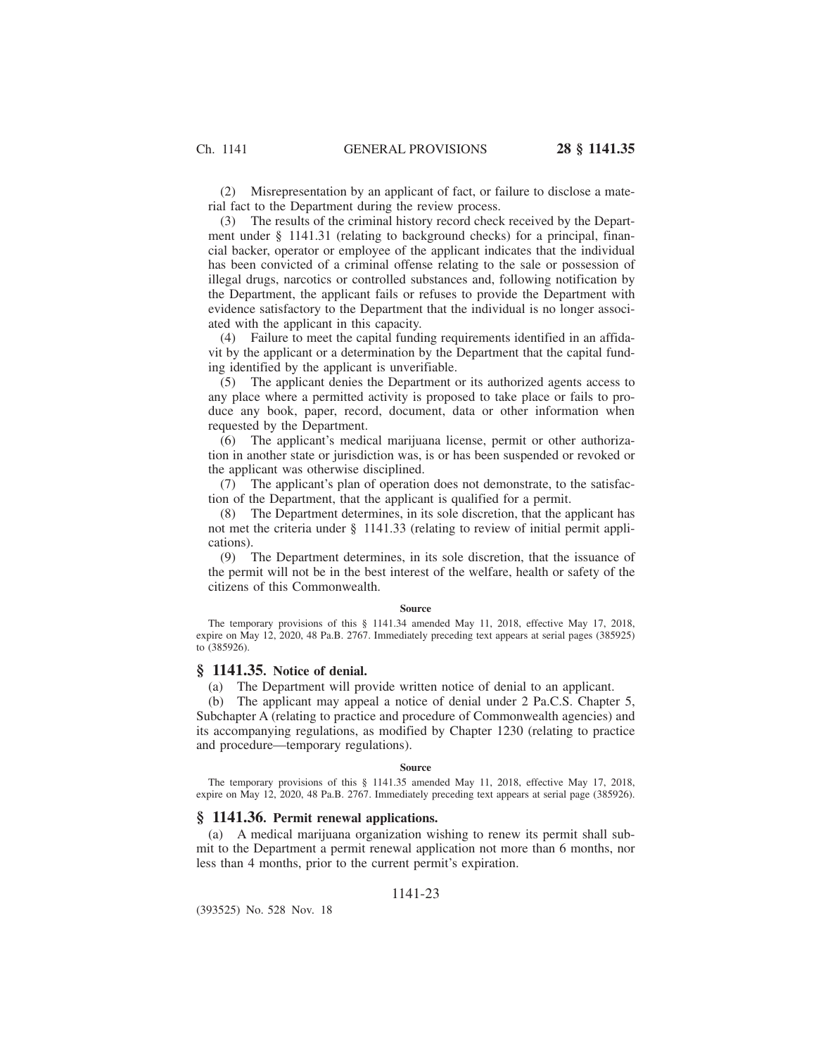(2) Misrepresentation by an applicant of fact, or failure to disclose a material fact to the Department during the review process.

(3) The results of the criminal history record check received by the Department under § 1141.31 (relating to background checks) for a principal, financial backer, operator or employee of the applicant indicates that the individual has been convicted of a criminal offense relating to the sale or possession of illegal drugs, narcotics or controlled substances and, following notification by the Department, the applicant fails or refuses to provide the Department with evidence satisfactory to the Department that the individual is no longer associated with the applicant in this capacity.

(4) Failure to meet the capital funding requirements identified in an affidavit by the applicant or a determination by the Department that the capital funding identified by the applicant is unverifiable.

(5) The applicant denies the Department or its authorized agents access to any place where a permitted activity is proposed to take place or fails to produce any book, paper, record, document, data or other information when requested by the Department.

(6) The applicant's medical marijuana license, permit or other authorization in another state or jurisdiction was, is or has been suspended or revoked or the applicant was otherwise disciplined.

(7) The applicant's plan of operation does not demonstrate, to the satisfaction of the Department, that the applicant is qualified for a permit.

(8) The Department determines, in its sole discretion, that the applicant has not met the criteria under § 1141.33 (relating to review of initial permit applications).

(9) The Department determines, in its sole discretion, that the issuance of the permit will not be in the best interest of the welfare, health or safety of the citizens of this Commonwealth.

**Source**

The temporary provisions of this § 1141.34 amended May 11, 2018, effective May 17, 2018, expire on May 12, 2020, 48 Pa.B. 2767. Immediately preceding text appears at serial pages (385925) to (385926).

## § 1141.35. Notice of denial.

(a) The Department will provide written notice of denial to an applicant.

(b) The applicant may appeal a notice of denial under 2 Pa.C.S. Chapter 5, Subchapter A (relating to practice and procedure of Commonwealth agencies) and its accompanying regulations, as modified by Chapter 1230 (relating to practice and procedure—temporary regulations).

**Source**

The temporary provisions of this § 1141.35 amended May 11, 2018, effective May 17, 2018, expire on May 12, 2020, 48 Pa.B. 2767. Immediately preceding text appears at serial page (385926).

## § 1141.36. Permit renewal applications.

(a) A medical marijuana organization wishing to renew its permit shall submit to the Department a permit renewal application not more than 6 months, nor less than 4 months, prior to the current permit's expiration.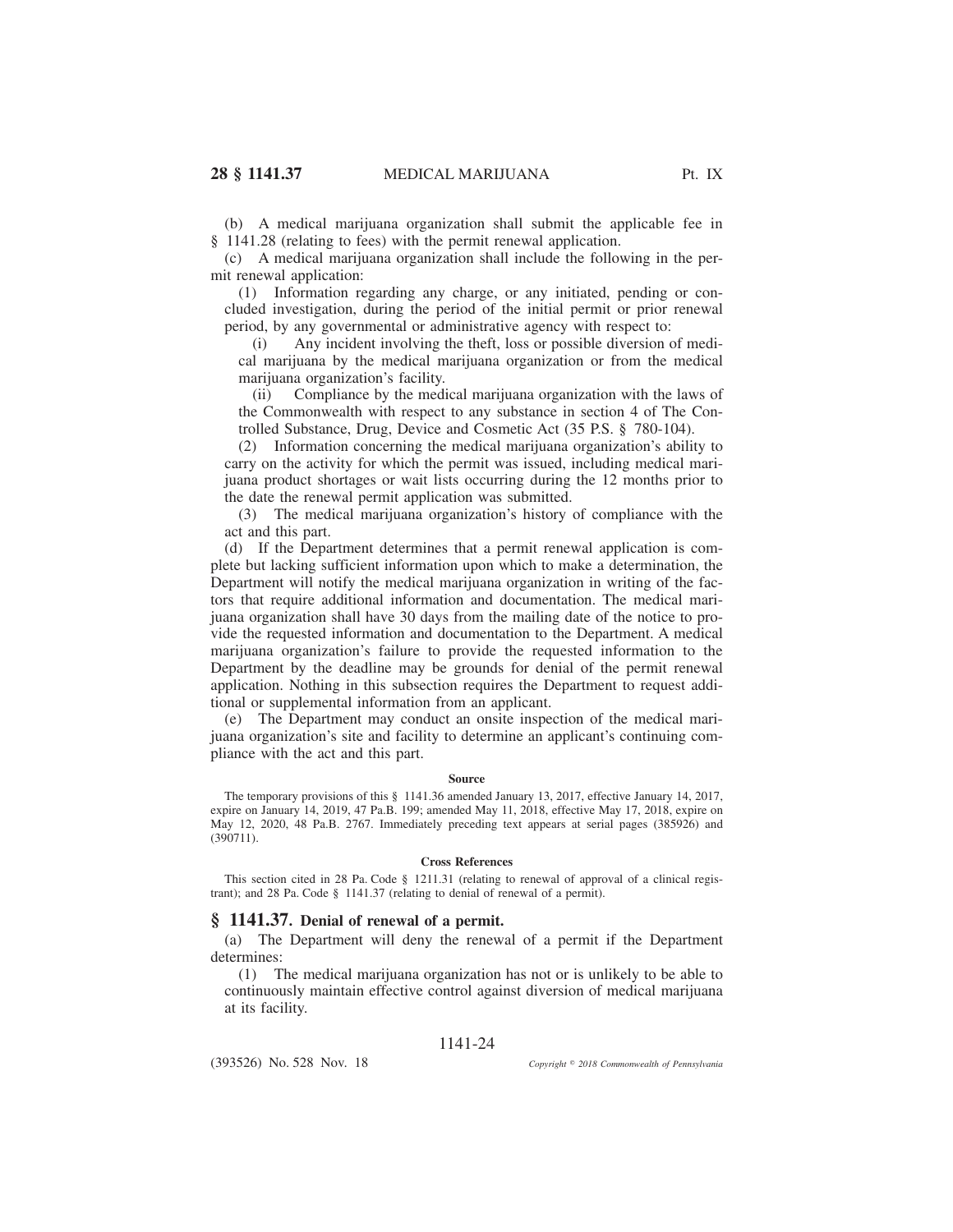(b) A medical marijuana organization shall submit the applicable fee in § 1141.28 (relating to fees) with the permit renewal application.

(c) A medical marijuana organization shall include the following in the permit renewal application:

(1) Information regarding any charge, or any initiated, pending or concluded investigation, during the period of the initial permit or prior renewal period, by any governmental or administrative agency with respect to:

(i) Any incident involving the theft, loss or possible diversion of medical marijuana by the medical marijuana organization or from the medical marijuana organization's facility.

(ii) Compliance by the medical marijuana organization with the laws of the Commonwealth with respect to any substance in section 4 of The Controlled Substance, Drug, Device and Cosmetic Act (35 P.S. § 780-104).

(2) Information concerning the medical marijuana organization's ability to carry on the activity for which the permit was issued, including medical marijuana product shortages or wait lists occurring during the 12 months prior to the date the renewal permit application was submitted.

(3) The medical marijuana organization's history of compliance with the act and this part.

(d) If the Department determines that a permit renewal application is complete but lacking sufficient information upon which to make a determination, the Department will notify the medical marijuana organization in writing of the factors that require additional information and documentation. The medical marijuana organization shall have 30 days from the mailing date of the notice to provide the requested information and documentation to the Department. A medical marijuana organization's failure to provide the requested information to the Department by the deadline may be grounds for denial of the permit renewal application. Nothing in this subsection requires the Department to request additional or supplemental information from an applicant.

(e) The Department may conduct an onsite inspection of the medical marijuana organization's site and facility to determine an applicant's continuing compliance with the act and this part.

**Source**

The temporary provisions of this § 1141.36 amended January 13, 2017, effective January 14, 2017, expire on January 14, 2019, 47 Pa.B. 199; amended May 11, 2018, effective May 17, 2018, expire on May 12, 2020, 48 Pa.B. 2767. Immediately preceding text appears at serial pages (385926) and (390711).

**Cross References**

This section cited in 28 Pa. Code § 1211.31 (relating to renewal of approval of a clinical registrant); and 28 Pa. Code § 1141.37 (relating to denial of renewal of a permit).

## § 1141.37. Denial of renewal of a permit.

(a) The Department will deny the renewal of a permit if the Department determines:

(1) The medical marijuana organization has not or is unlikely to be able to continuously maintain effective control against diversion of medical marijuana at its facility.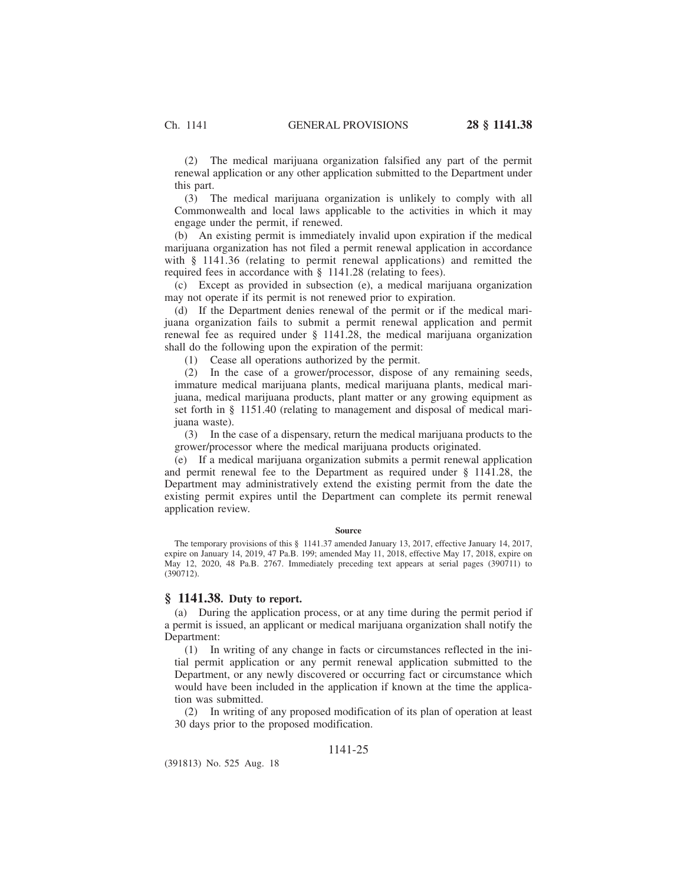(2) The medical marijuana organization falsified any part of the permit renewal application or any other application submitted to the Department under this part.

(3) The medical marijuana organization is unlikely to comply with all Commonwealth and local laws applicable to the activities in which it may engage under the permit, if renewed.

(b) An existing permit is immediately invalid upon expiration if the medical marijuana organization has not filed a permit renewal application in accordance with § 1141.36 (relating to permit renewal applications) and remitted the required fees in accordance with § 1141.28 (relating to fees).

(c) Except as provided in subsection (e), a medical marijuana organization may not operate if its permit is not renewed prior to expiration.

(d) If the Department denies renewal of the permit or if the medical marijuana organization fails to submit a permit renewal application and permit renewal fee as required under § 1141.28, the medical marijuana organization shall do the following upon the expiration of the permit:

(1) Cease all operations authorized by the permit.

(2) In the case of a grower/processor, dispose of any remaining seeds, immature medical marijuana plants, medical marijuana plants, medical marijuana, medical marijuana products, plant matter or any growing equipment as set forth in § 1151.40 (relating to management and disposal of medical marijuana waste).

(3) In the case of a dispensary, return the medical marijuana products to the grower/processor where the medical marijuana products originated.

(e) If a medical marijuana organization submits a permit renewal application and permit renewal fee to the Department as required under § 1141.28, the Department may administratively extend the existing permit from the date the existing permit expires until the Department can complete its permit renewal application review.

**Source**

The temporary provisions of this § 1141.37 amended January 13, 2017, effective January 14, 2017, expire on January 14, 2019, 47 Pa.B. 199; amended May 11, 2018, effective May 17, 2018, expire on May 12, 2020, 48 Pa.B. 2767. Immediately preceding text appears at serial pages (390711) to (390712).

## § 1141.38. Duty to report.

(a) During the application process, or at any time during the permit period if a permit is issued, an applicant or medical marijuana organization shall notify the Department:

(1) In writing of any change in facts or circumstances reflected in the initial permit application or any permit renewal application submitted to the Department, or any newly discovered or occurring fact or circumstance which would have been included in the application if known at the time the application was submitted.

(2) In writing of any proposed modification of its plan of operation at least 30 days prior to the proposed modification.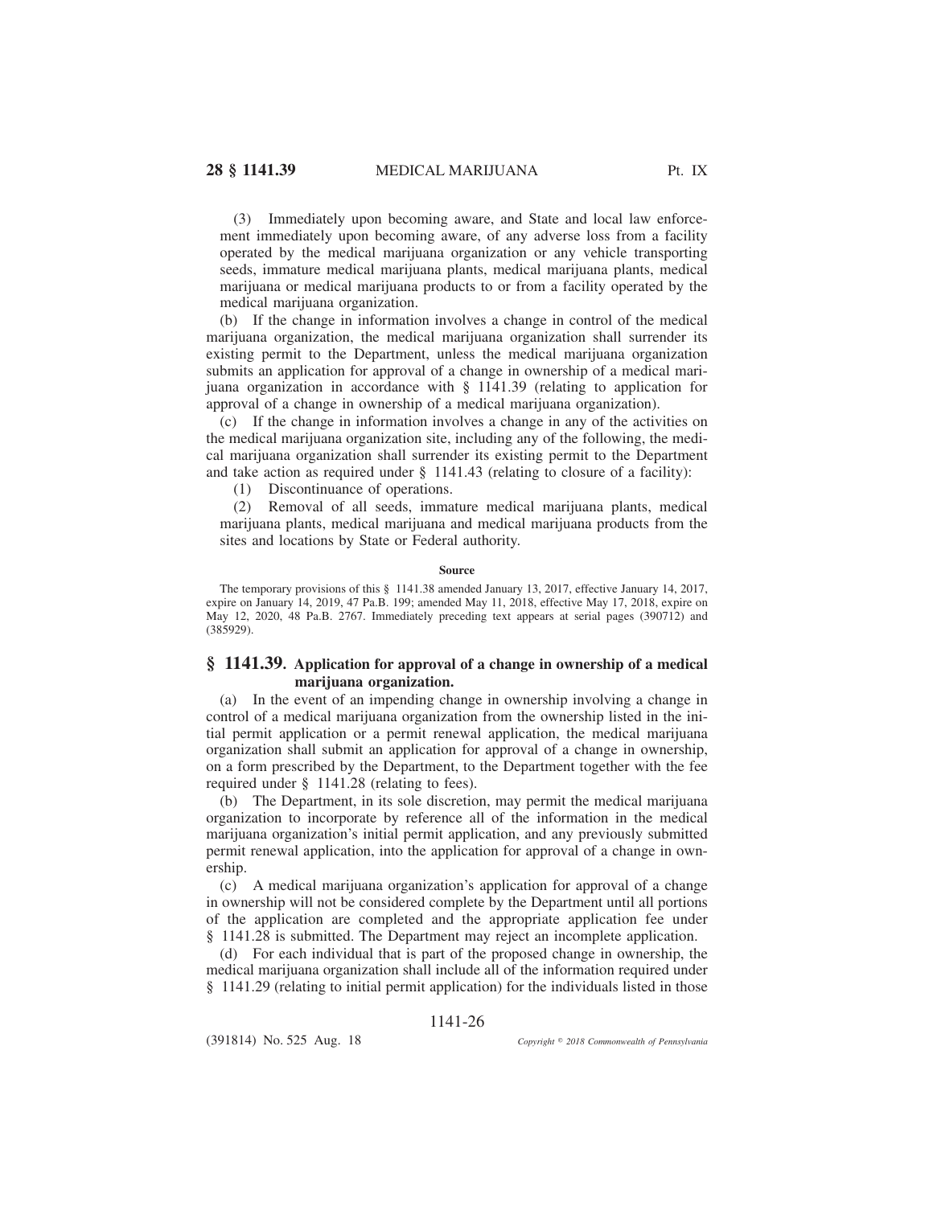(3) Immediately upon becoming aware, and State and local law enforcement immediately upon becoming aware, of any adverse loss from a facility operated by the medical marijuana organization or any vehicle transporting seeds, immature medical marijuana plants, medical marijuana plants, medical marijuana or medical marijuana products to or from a facility operated by the medical marijuana organization.

(b) If the change in information involves a change in control of the medical marijuana organization, the medical marijuana organization shall surrender its existing permit to the Department, unless the medical marijuana organization submits an application for approval of a change in ownership of a medical marijuana organization in accordance with § 1141.39 (relating to application for approval of a change in ownership of a medical marijuana organization).

(c) If the change in information involves a change in any of the activities on the medical marijuana organization site, including any of the following, the medical marijuana organization shall surrender its existing permit to the Department and take action as required under § 1141.43 (relating to closure of a facility):

(1) Discontinuance of operations.

(2) Removal of all seeds, immature medical marijuana plants, medical marijuana plants, medical marijuana and medical marijuana products from the sites and locations by State or Federal authority.

**Source**

The temporary provisions of this § 1141.38 amended January 13, 2017, effective January 14, 2017, expire on January 14, 2019, 47 Pa.B. 199; amended May 11, 2018, effective May 17, 2018, expire on May 12, 2020, 48 Pa.B. 2767. Immediately preceding text appears at serial pages (390712) and (385929).

## § 1141.39. Application for approval of a change in ownership of a medical marijuana organization.

(a) In the event of an impending change in ownership involving a change in control of a medical marijuana organization from the ownership listed in the initial permit application or a permit renewal application, the medical marijuana organization shall submit an application for approval of a change in ownership, on a form prescribed by the Department, to the Department together with the fee required under § 1141.28 (relating to fees).

(b) The Department, in its sole discretion, may permit the medical marijuana organization to incorporate by reference all of the information in the medical marijuana organization's initial permit application, and any previously submitted permit renewal application, into the application for approval of a change in ownership.

(c) A medical marijuana organization's application for approval of a change in ownership will not be considered complete by the Department until all portions of the application are completed and the appropriate application fee under § 1141.28 is submitted. The Department may reject an incomplete application.

(d) For each individual that is part of the proposed change in ownership, the medical marijuana organization shall include all of the information required under § 1141.29 (relating to initial permit application) for the individuals listed in those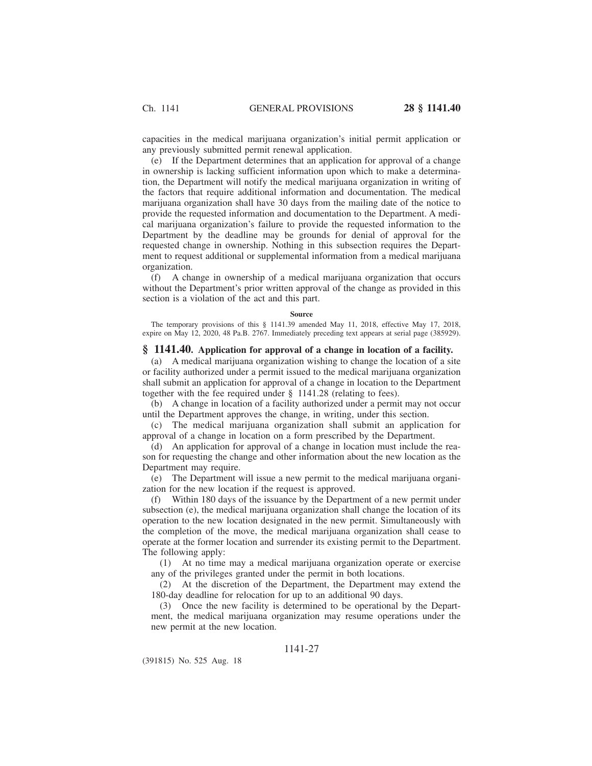capacities in the medical marijuana organization's initial permit application or any previously submitted permit renewal application.

(e) If the Department determines that an application for approval of a change in ownership is lacking sufficient information upon which to make a determination, the Department will notify the medical marijuana organization in writing of the factors that require additional information and documentation. The medical marijuana organization shall have 30 days from the mailing date of the notice to provide the requested information and documentation to the Department. A medical marijuana organization's failure to provide the requested information to the Department by the deadline may be grounds for denial of approval for the requested change in ownership. Nothing in this subsection requires the Department to request additional or supplemental information from a medical marijuana organization.

(f) A change in ownership of a medical marijuana organization that occurs without the Department's prior written approval of the change as provided in this section is a violation of the act and this part.

**Source**

The temporary provisions of this § 1141.39 amended May 11, 2018, effective May 17, 2018, expire on May 12, 2020, 48 Pa.B. 2767. Immediately preceding text appears at serial page (385929).

## § 1141.40. Application for approval of a change in location of a facility.

(a) A medical marijuana organization wishing to change the location of a site or facility authorized under a permit issued to the medical marijuana organization shall submit an application for approval of a change in location to the Department together with the fee required under § 1141.28 (relating to fees).

(b) A change in location of a facility authorized under a permit may not occur until the Department approves the change, in writing, under this section.

(c) The medical marijuana organization shall submit an application for approval of a change in location on a form prescribed by the Department.

(d) An application for approval of a change in location must include the reason for requesting the change and other information about the new location as the Department may require.

(e) The Department will issue a new permit to the medical marijuana organization for the new location if the request is approved.

(f) Within 180 days of the issuance by the Department of a new permit under subsection (e), the medical marijuana organization shall change the location of its operation to the new location designated in the new permit. Simultaneously with the completion of the move, the medical marijuana organization shall cease to operate at the former location and surrender its existing permit to the Department. The following apply:

(1) At no time may a medical marijuana organization operate or exercise any of the privileges granted under the permit in both locations.

(2) At the discretion of the Department, the Department may extend the 180-day deadline for relocation for up to an additional 90 days.

(3) Once the new facility is determined to be operational by the Department, the medical marijuana organization may resume operations under the new permit at the new location.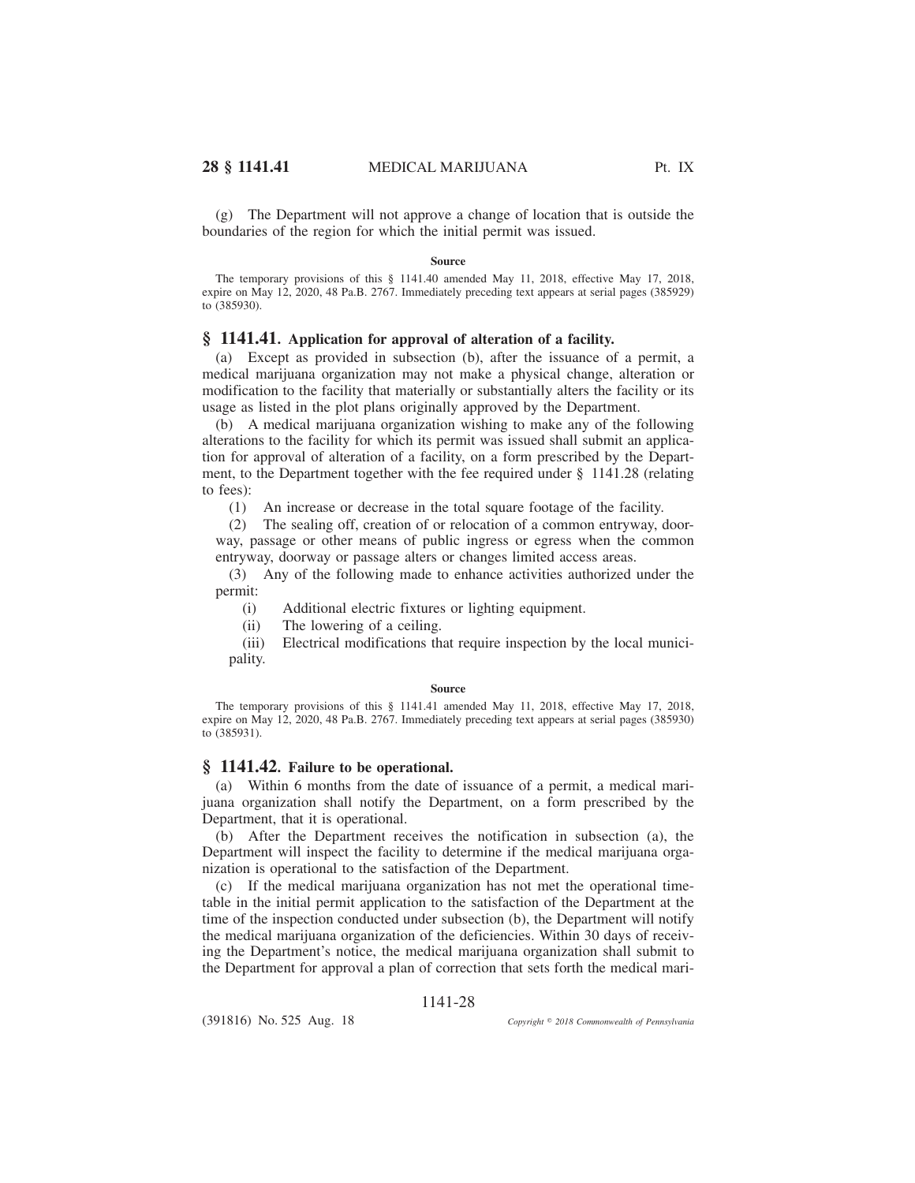(g) The Department will not approve a change of location that is outside the boundaries of the region for which the initial permit was issued.

**Source**

The temporary provisions of this § 1141.40 amended May 11, 2018, effective May 17, 2018, expire on May 12, 2020, 48 Pa.B. 2767. Immediately preceding text appears at serial pages (385929) to (385930).

## § 1141.41. Application for approval of alteration of a facility.

(a) Except as provided in subsection (b), after the issuance of a permit, a medical marijuana organization may not make a physical change, alteration or modification to the facility that materially or substantially alters the facility or its usage as listed in the plot plans originally approved by the Department.

(b) A medical marijuana organization wishing to make any of the following alterations to the facility for which its permit was issued shall submit an application for approval of alteration of a facility, on a form prescribed by the Department, to the Department together with the fee required under § 1141.28 (relating to fees):

(1) An increase or decrease in the total square footage of the facility.

(2) The sealing off, creation of or relocation of a common entryway, doorway, passage or other means of public ingress or egress when the common entryway, doorway or passage alters or changes limited access areas.

(3) Any of the following made to enhance activities authorized under the permit:

(i) Additional electric fixtures or lighting equipment.

(ii) The lowering of a ceiling.

(iii) Electrical modifications that require inspection by the local municipality.

**Source**

The temporary provisions of this § 1141.41 amended May 11, 2018, effective May 17, 2018, expire on May 12, 2020, 48 Pa.B. 2767. Immediately preceding text appears at serial pages (385930) to (385931).

## § 1141.42. Failure to be operational.

(a) Within 6 months from the date of issuance of a permit, a medical marijuana organization shall notify the Department, on a form prescribed by the Department, that it is operational.

(b) After the Department receives the notification in subsection (a), the Department will inspect the facility to determine if the medical marijuana organization is operational to the satisfaction of the Department.

(c) If the medical marijuana organization has not met the operational timetable in the initial permit application to the satisfaction of the Department at the time of the inspection conducted under subsection (b), the Department will notify the medical marijuana organization of the deficiencies. Within 30 days of receiving the Department's notice, the medical marijuana organization shall submit to the Department for approval a plan of correction that sets forth the medical mari-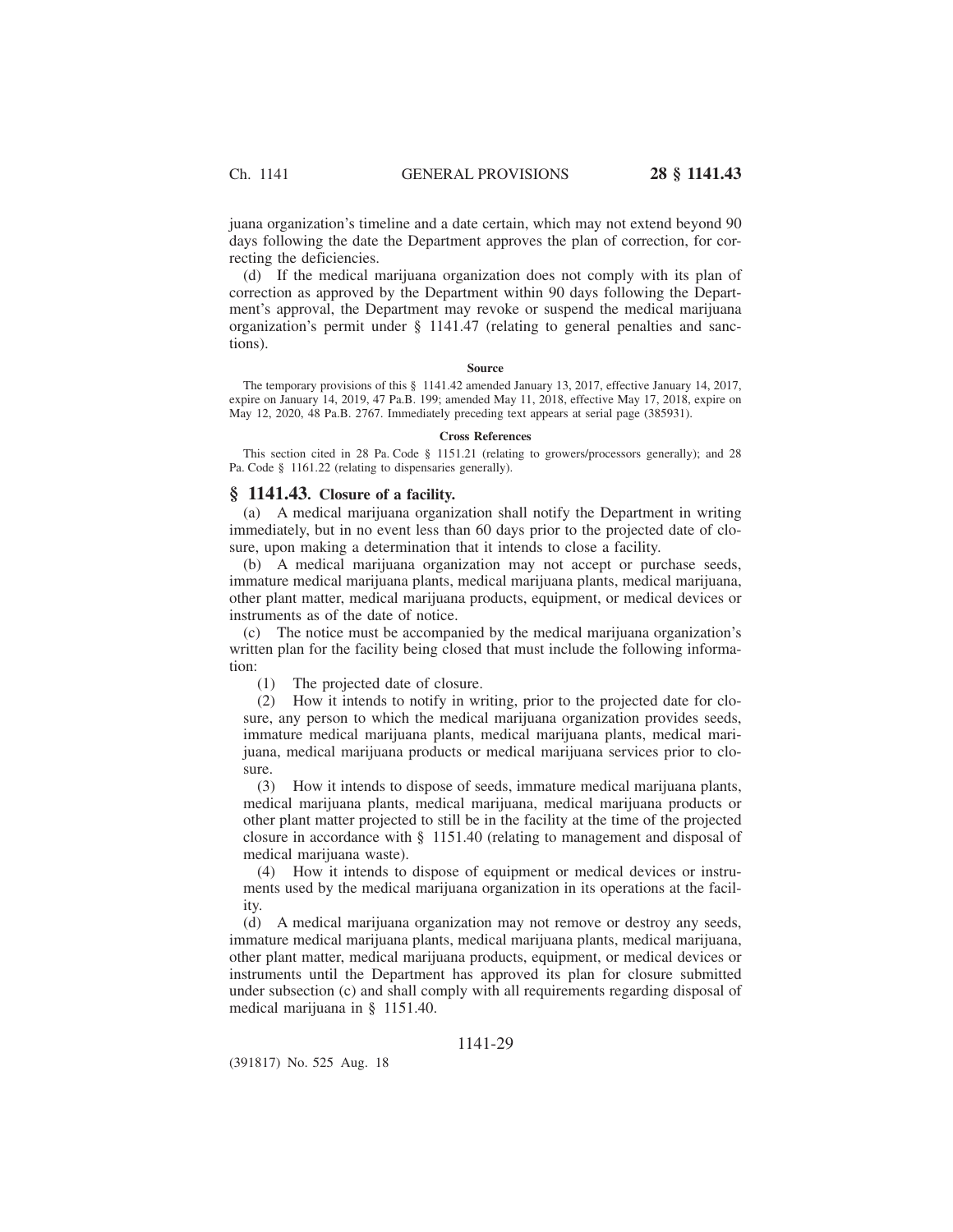juana organization's timeline and a date certain, which may not extend beyond 90 days following the date the Department approves the plan of correction, for correcting the deficiencies.

(d) If the medical marijuana organization does not comply with its plan of correction as approved by the Department within 90 days following the Department's approval, the Department may revoke or suspend the medical marijuana organization's permit under § 1141.47 (relating to general penalties and sanctions).

#### Source

The temporary provisions of this § 1141.42 amended January 13, 2017, effective January 14, 2017, expire on January 14, 2019, 47 Pa.B. 199; amended May 11, 2018, effective May 17, 2018, expire on May 12, 2020, 48 Pa.B. 2767. Immediately preceding text appears at serial page (385931).

#### Cross References

This section cited in 28 Pa. Code § 1151.21 (relating to growers/processors generally); and 28 Pa. Code § 1161.22 (relating to dispensaries generally).

## § 1141.43. Closure of a facility.

(a) A medical marijuana organization shall notify the Department in writing immediately, but in no event less than 60 days prior to the projected date of closure, upon making a determination that it intends to close a facility.

(b) A medical marijuana organization may not accept or purchase seeds, immature medical marijuana plants, medical marijuana plants, medical marijuana, other plant matter, medical marijuana products, equipment, or medical devices or instruments as of the date of notice.

(c) The notice must be accompanied by the medical marijuana organization's written plan for the facility being closed that must include the following information:

(1) The projected date of closure.

(2) How it intends to notify in writing, prior to the projected date for closure, any person to which the medical marijuana organization provides seeds, immature medical marijuana plants, medical marijuana plants, medical marijuana, medical marijuana products or medical marijuana services prior to closure.

(3) How it intends to dispose of seeds, immature medical marijuana plants, medical marijuana plants, medical marijuana, medical marijuana products or other plant matter projected to still be in the facility at the time of the projected closure in accordance with § 1151.40 (relating to management and disposal of medical marijuana waste).

(4) How it intends to dispose of equipment or medical devices or instruments used by the medical marijuana organization in its operations at the facility.

(d) A medical marijuana organization may not remove or destroy any seeds, immature medical marijuana plants, medical marijuana plants, medical marijuana, other plant matter, medical marijuana products, equipment, or medical devices or instruments until the Department has approved its plan for closure submitted under subsection (c) and shall comply with all requirements regarding disposal of medical marijuana in § 1151.40.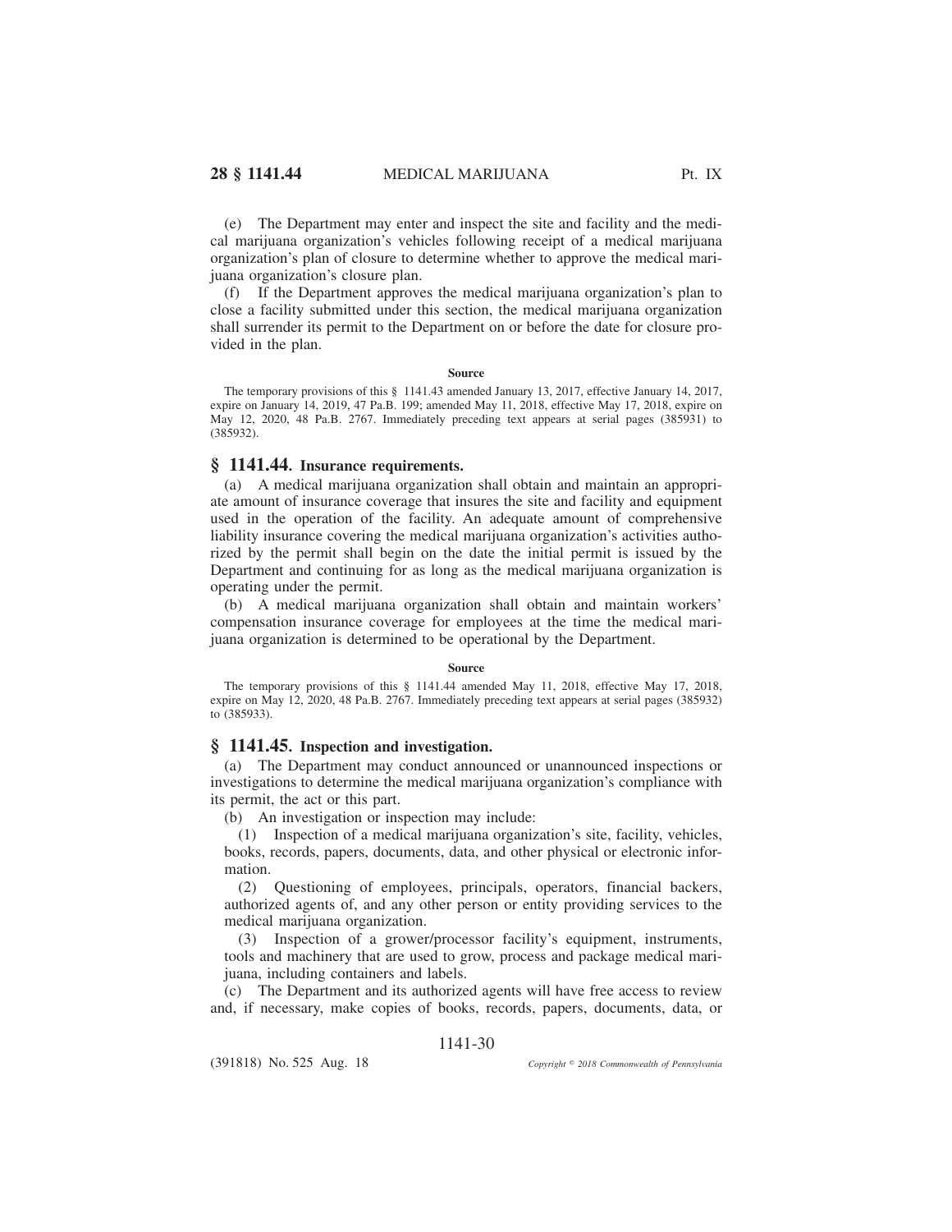(e) The Department may enter and inspect the site and facility and the medical marijuana organization's vehicles following receipt of a medical marijuana organization's plan of closure to determine whether to approve the medical marijuana organization's closure plan.

(f) If the Department approves the medical marijuana organization's plan to close a facility submitted under this section, the medical marijuana organization shall surrender its permit to the Department on or before the date for closure provided in the plan.

#### Source

The temporary provisions of this § 1141.43 amended January 13, 2017, effective January 14, 2017, expire on January 14, 2019, 47 Pa.B. 199; amended May 11, 2018, effective May 17, 2018, expire on May 12, 2020, 48 Pa.B. 2767. Immediately preceding text appears at serial pages (385931) to (385932).

## § 1141.44. Insurance requirements.

(a) A medical marijuana organization shall obtain and maintain an appropriate amount of insurance coverage that insures the site and facility and equipment used in the operation of the facility. An adequate amount of comprehensive liability insurance covering the medical marijuana organization's activities authorized by the permit shall begin on the date the initial permit is issued by the Department and continuing for as long as the medical marijuana organization is operating under the permit.

(b) A medical marijuana organization shall obtain and maintain workers' compensation insurance coverage for employees at the time the medical marijuana organization is determined to be operational by the Department.

#### Source

The temporary provisions of this § 1141.44 amended May 11, 2018, effective May 17, 2018, expire on May 12, 2020, 48 Pa.B. 2767. Immediately preceding text appears at serial pages (385932) to (385933).

## § 1141.45. Inspection and investigation.

(a) The Department may conduct announced or unannounced inspections or investigations to determine the medical marijuana organization's compliance with its permit, the act or this part.

(b) An investigation or inspection may include:

(1) Inspection of a medical marijuana organization's site, facility, vehicles, books, records, papers, documents, data, and other physical or electronic information.

(2) Questioning of employees, principals, operators, financial backers, authorized agents of, and any other person or entity providing services to the medical marijuana organization.

(3) Inspection of a grower/processor facility's equipment, instruments, tools and machinery that are used to grow, process and package medical marijuana, including containers and labels.

(c) The Department and its authorized agents will have free access to review and, if necessary, make copies of books, records, papers, documents, data, or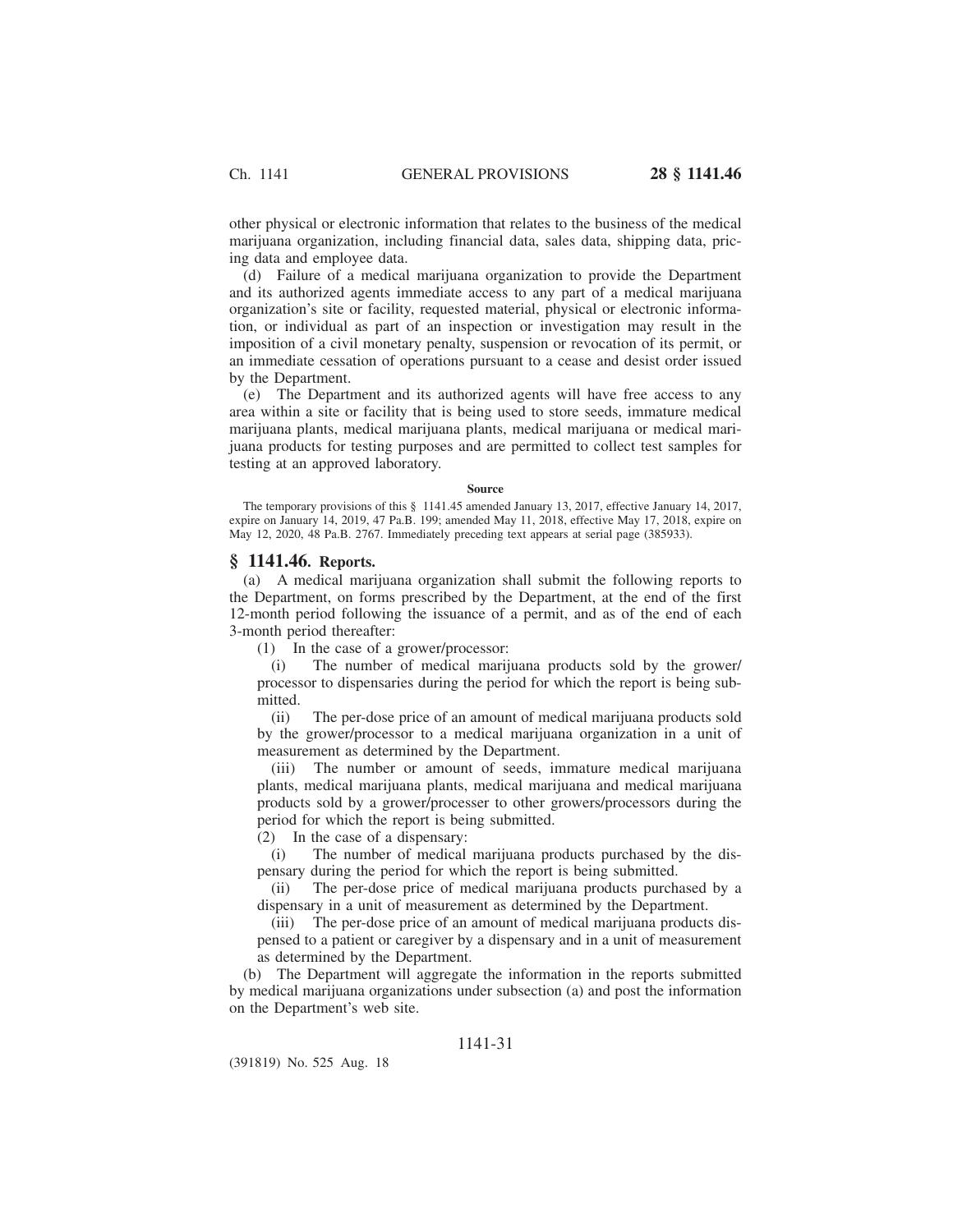other physical or electronic information that relates to the business of the medical marijuana organization, including financial data, sales data, shipping data, pricing data and employee data.

(d) Failure of a medical marijuana organization to provide the Department and its authorized agents immediate access to any part of a medical marijuana organization's site or facility, requested material, physical or electronic information, or individual as part of an inspection or investigation may result in the imposition of a civil monetary penalty, suspension or revocation of its permit, or an immediate cessation of operations pursuant to a cease and desist order issued by the Department.

(e) The Department and its authorized agents will have free access to any area within a site or facility that is being used to store seeds, immature medical marijuana plants, medical marijuana plants, medical marijuana or medical marijuana products for testing purposes and are permitted to collect test samples for testing at an approved laboratory.

**Source**

The temporary provisions of this § 1141.45 amended January 13, 2017, effective January 14, 2017, expire on January 14, 2019, 47 Pa.B. 199; amended May 11, 2018, effective May 17, 2018, expire on May 12, 2020, 48 Pa.B. 2767. Immediately preceding text appears at serial page (385933).

## § 1141.46. Reports.

(a) A medical marijuana organization shall submit the following reports to the Department, on forms prescribed by the Department, at the end of the first 12-month period following the issuance of a permit, and as of the end of each 3-month period thereafter:

(1) In the case of a grower/processor:

(i) The number of medical marijuana products sold by the grower/processor to dispensaries during the period for which the report is being submitted.

(ii) The per-dose price of an amount of medical marijuana products sold by the grower/processor to a medical marijuana organization in a unit of measurement as determined by the Department.

(iii) The number or amount of seeds, immature medical marijuana plants, medical marijuana plants, medical marijuana and medical marijuana products sold by a grower/processer to other growers/processors during the period for which the report is being submitted.

(2) In the case of a dispensary:

(i) The number of medical marijuana products purchased by the dispensary during the period for which the report is being submitted.

(ii) The per-dose price of medical marijuana products purchased by a dispensary in a unit of measurement as determined by the Department.

(iii) The per-dose price of an amount of medical marijuana products dispensed to a patient or caregiver by a dispensary and in a unit of measurement as determined by the Department.

(b) The Department will aggregate the information in the reports submitted by medical marijuana organizations under subsection (a) and post the information on the Department's web site.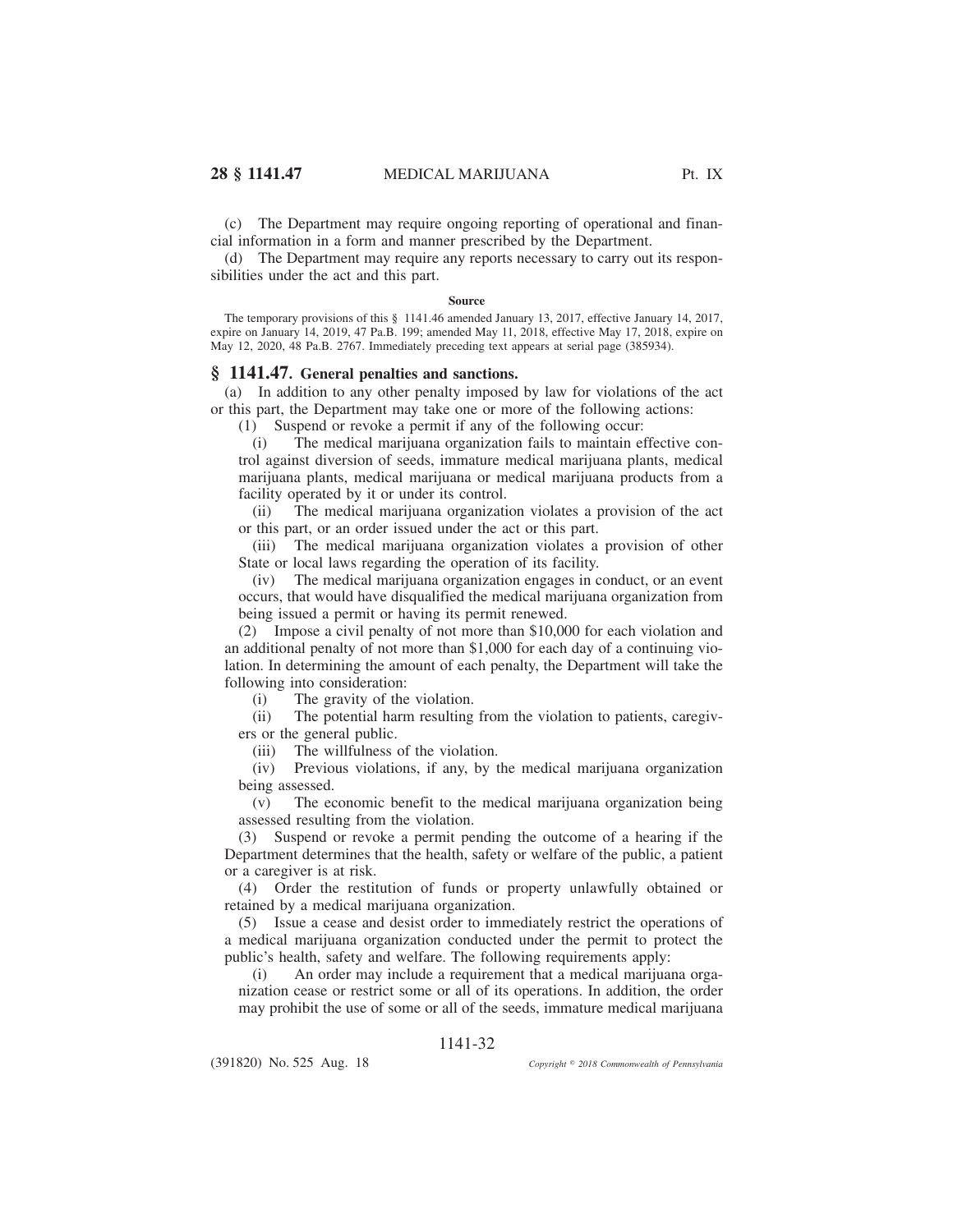(c) The Department may require ongoing reporting of operational and financial information in a form and manner prescribed by the Department.

(d) The Department may require any reports necessary to carry out its responsibilities under the act and this part.

**Source**

The temporary provisions of this § 1141.46 amended January 13, 2017, effective January 14, 2017, expire on January 14, 2019, 47 Pa.B. 199; amended May 11, 2018, effective May 17, 2018, expire on May 12, 2020, 48 Pa.B. 2767. Immediately preceding text appears at serial page (385934).

## § 1141.47. General penalties and sanctions.

(a) In addition to any other penalty imposed by law for violations of the act or this part, the Department may take one or more of the following actions:

(1) Suspend or revoke a permit if any of the following occur:

(i) The medical marijuana organization fails to maintain effective control against diversion of seeds, immature medical marijuana plants, medical marijuana plants, medical marijuana or medical marijuana products from a facility operated by it or under its control.

(ii) The medical marijuana organization violates a provision of the act or this part, or an order issued under the act or this part.

(iii) The medical marijuana organization violates a provision of other State or local laws regarding the operation of its facility.

(iv) The medical marijuana organization engages in conduct, or an event occurs, that would have disqualified the medical marijuana organization from being issued a permit or having its permit renewed.

(2) Impose a civil penalty of not more than $10,000 for each violation and an additional penalty of not more than $1,000 for each day of a continuing violation. In determining the amount of each penalty, the Department will take the following into consideration:

(i) The gravity of the violation.

(ii) The potential harm resulting from the violation to patients, caregivers or the general public.

(iii) The willfulness of the violation.

(iv) Previous violations, if any, by the medical marijuana organization being assessed.

(v) The economic benefit to the medical marijuana organization being assessed resulting from the violation.

(3) Suspend or revoke a permit pending the outcome of a hearing if the Department determines that the health, safety or welfare of the public, a patient or a caregiver is at risk.

(4) Order the restitution of funds or property unlawfully obtained or retained by a medical marijuana organization.

(5) Issue a cease and desist order to immediately restrict the operations of a medical marijuana organization conducted under the permit to protect the public's health, safety and welfare. The following requirements apply:

(i) An order may include a requirement that a medical marijuana organization cease or restrict some or all of its operations. In addition, the order may prohibit the use of some or all of the seeds, immature medical marijuana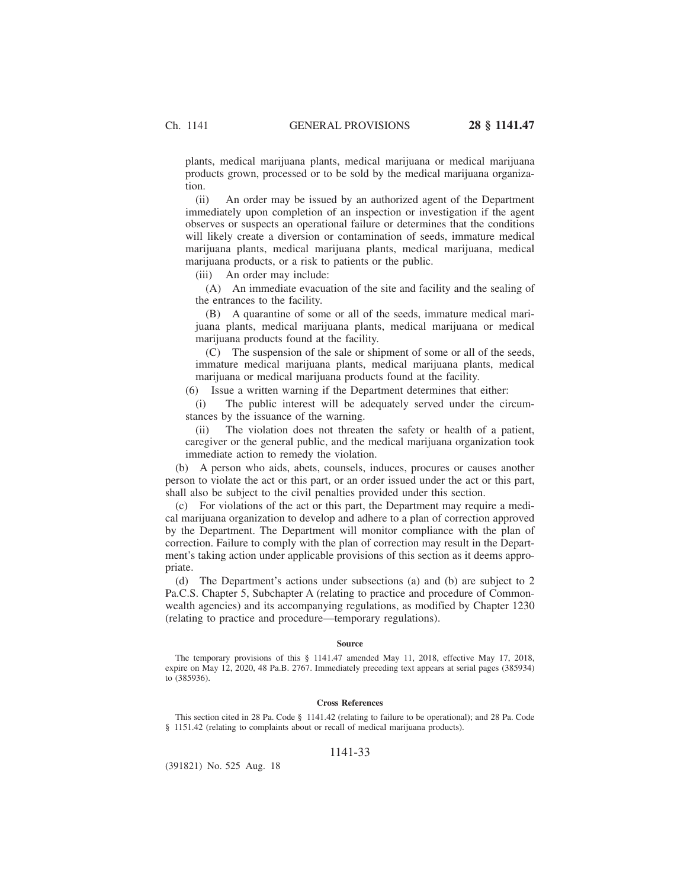plants, medical marijuana plants, medical marijuana or medical marijuana products grown, processed or to be sold by the medical marijuana organization.

(ii) An order may be issued by an authorized agent of the Department immediately upon completion of an inspection or investigation if the agent observes or suspects an operational failure or determines that the conditions will likely create a diversion or contamination of seeds, immature medical marijuana plants, medical marijuana plants, medical marijuana, medical marijuana products, or a risk to patients or the public.

(iii) An order may include:

(A) An immediate evacuation of the site and facility and the sealing of the entrances to the facility.

(B) A quarantine of some or all of the seeds, immature medical marijuana plants, medical marijuana plants, medical marijuana or medical marijuana products found at the facility.

(C) The suspension of the sale or shipment of some or all of the seeds, immature medical marijuana plants, medical marijuana plants, medical marijuana or medical marijuana products found at the facility.

(6) Issue a written warning if the Department determines that either:

(i) The public interest will be adequately served under the circumstances by the issuance of the warning.

(ii) The violation does not threaten the safety or health of a patient, caregiver or the general public, and the medical marijuana organization took immediate action to remedy the violation.

(b) A person who aids, abets, counsels, induces, procures or causes another person to violate the act or this part, or an order issued under the act or this part, shall also be subject to the civil penalties provided under this section.

(c) For violations of the act or this part, the Department may require a medical marijuana organization to develop and adhere to a plan of correction approved by the Department. The Department will monitor compliance with the plan of correction. Failure to comply with the plan of correction may result in the Department's taking action under applicable provisions of this section as it deems appropriate.

(d) The Department's actions under subsections (a) and (b) are subject to 2 Pa.C.S. Chapter 5, Subchapter A (relating to practice and procedure of Commonwealth agencies) and its accompanying regulations, as modified by Chapter 1230 (relating to practice and procedure—temporary regulations).

#### Source

The temporary provisions of this § 1141.47 amended May 11, 2018, effective May 17, 2018, expire on May 12, 2020, 48 Pa.B. 2767. Immediately preceding text appears at serial pages (385934) to (385936).

#### Cross References

This section cited in 28 Pa. Code § 1141.42 (relating to failure to be operational); and 28 Pa. Code § 1151.42 (relating to complaints about or recall of medical marijuana products).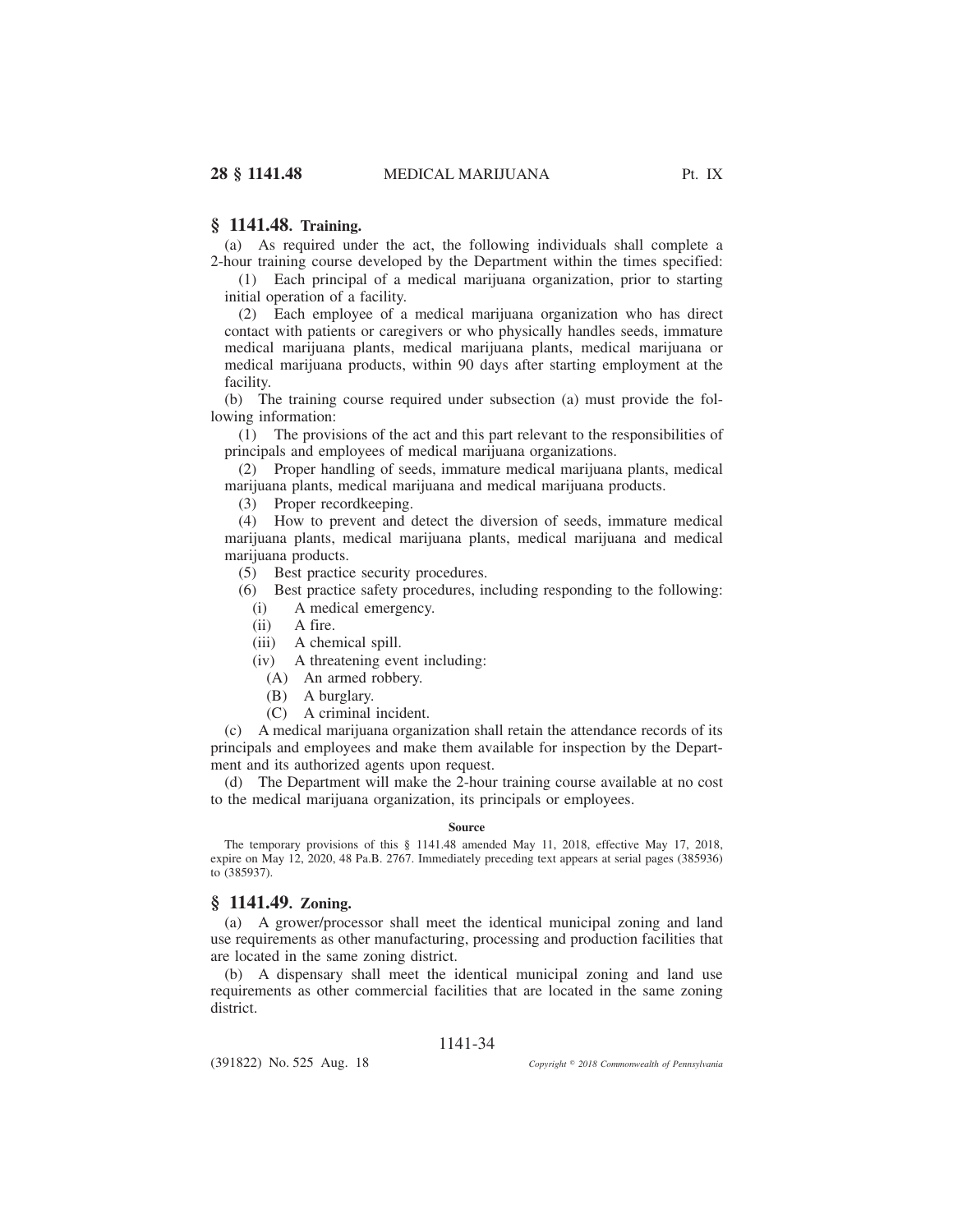## § 1141.48. Training.

(a) As required under the act, the following individuals shall complete a 2-hour training course developed by the Department within the times specified:

(1) Each principal of a medical marijuana organization, prior to starting initial operation of a facility.

(2) Each employee of a medical marijuana organization who has direct contact with patients or caregivers or who physically handles seeds, immature medical marijuana plants, medical marijuana plants, medical marijuana or medical marijuana products, within 90 days after starting employment at the facility.

(b) The training course required under subsection (a) must provide the following information:

(1) The provisions of the act and this part relevant to the responsibilities of principals and employees of medical marijuana organizations.

(2) Proper handling of seeds, immature medical marijuana plants, medical marijuana plants, medical marijuana and medical marijuana products.

(3) Proper recordkeeping.

(4) How to prevent and detect the diversion of seeds, immature medical marijuana plants, medical marijuana plants, medical marijuana and medical marijuana products.

(5) Best practice security procedures.

(6) Best practice safety procedures, including responding to the following:

(i) A medical emergency.

(ii) A fire.

(iii) A chemical spill.

(iv) A threatening event including:

(A) An armed robbery.

(B) A burglary.

(C) A criminal incident.

(c) A medical marijuana organization shall retain the attendance records of its principals and employees and make them available for inspection by the Department and its authorized agents upon request.

(d) The Department will make the 2-hour training course available at no cost to the medical marijuana organization, its principals or employees.

**Source**

The temporary provisions of this § 1141.48 amended May 11, 2018, effective May 17, 2018, expire on May 12, 2020, 48 Pa.B. 2767. Immediately preceding text appears at serial pages (385936) to (385937).

## § 1141.49. Zoning.

(a) A grower/processor shall meet the identical municipal zoning and land use requirements as other manufacturing, processing and production facilities that are located in the same zoning district.

(b) A dispensary shall meet the identical municipal zoning and land use requirements as other commercial facilities that are located in the same zoning district.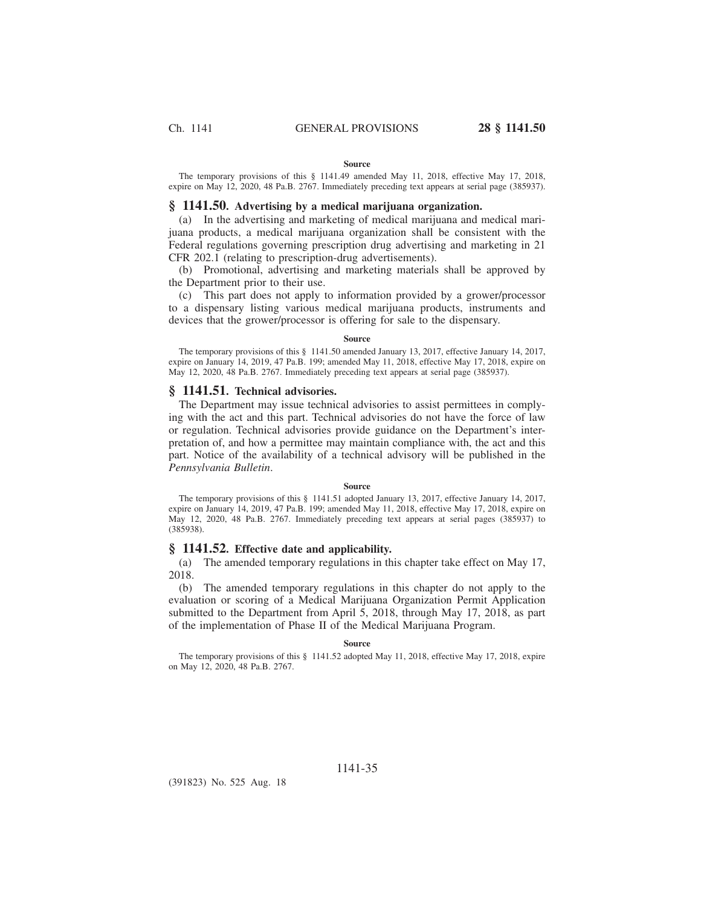**Source**

The temporary provisions of this § 1141.49 amended May 11, 2018, effective May 17, 2018, expire on May 12, 2020, 48 Pa.B. 2767. Immediately preceding text appears at serial page (385937).

## § 1141.50. Advertising by a medical marijuana organization.

(a) In the advertising and marketing of medical marijuana and medical marijuana products, a medical marijuana organization shall be consistent with the Federal regulations governing prescription drug advertising and marketing in 21 CFR 202.1 (relating to prescription-drug advertisements).

(b) Promotional, advertising and marketing materials shall be approved by the Department prior to their use.

(c) This part does not apply to information provided by a grower/processor to a dispensary listing various medical marijuana products, instruments and devices that the grower/processor is offering for sale to the dispensary.

**Source**

The temporary provisions of this § 1141.50 amended January 13, 2017, effective January 14, 2017, expire on January 14, 2019, 47 Pa.B. 199; amended May 11, 2018, effective May 17, 2018, expire on May 12, 2020, 48 Pa.B. 2767. Immediately preceding text appears at serial page (385937).

## § 1141.51. Technical advisories.

The Department may issue technical advisories to assist permittees in complying with the act and this part. Technical advisories do not have the force of law or regulation. Technical advisories provide guidance on the Department's interpretation of, and how a permittee may maintain compliance with, the act and this part. Notice of the availability of a technical advisory will be published in the *Pennsylvania Bulletin*.

**Source**

The temporary provisions of this § 1141.51 adopted January 13, 2017, effective January 14, 2017, expire on January 14, 2019, 47 Pa.B. 199; amended May 11, 2018, effective May 17, 2018, expire on May 12, 2020, 48 Pa.B. 2767. Immediately preceding text appears at serial pages (385937) to (385938).

## § 1141.52. Effective date and applicability.

(a) The amended temporary regulations in this chapter take effect on May 17, 2018.

(b) The amended temporary regulations in this chapter do not apply to the evaluation or scoring of a Medical Marijuana Organization Permit Application submitted to the Department from April 5, 2018, through May 17, 2018, as part of the implementation of Phase II of the Medical Marijuana Program.

**Source**

The temporary provisions of this § 1141.52 adopted May 11, 2018, effective May 17, 2018, expire on May 12, 2020, 48 Pa.B. 2767.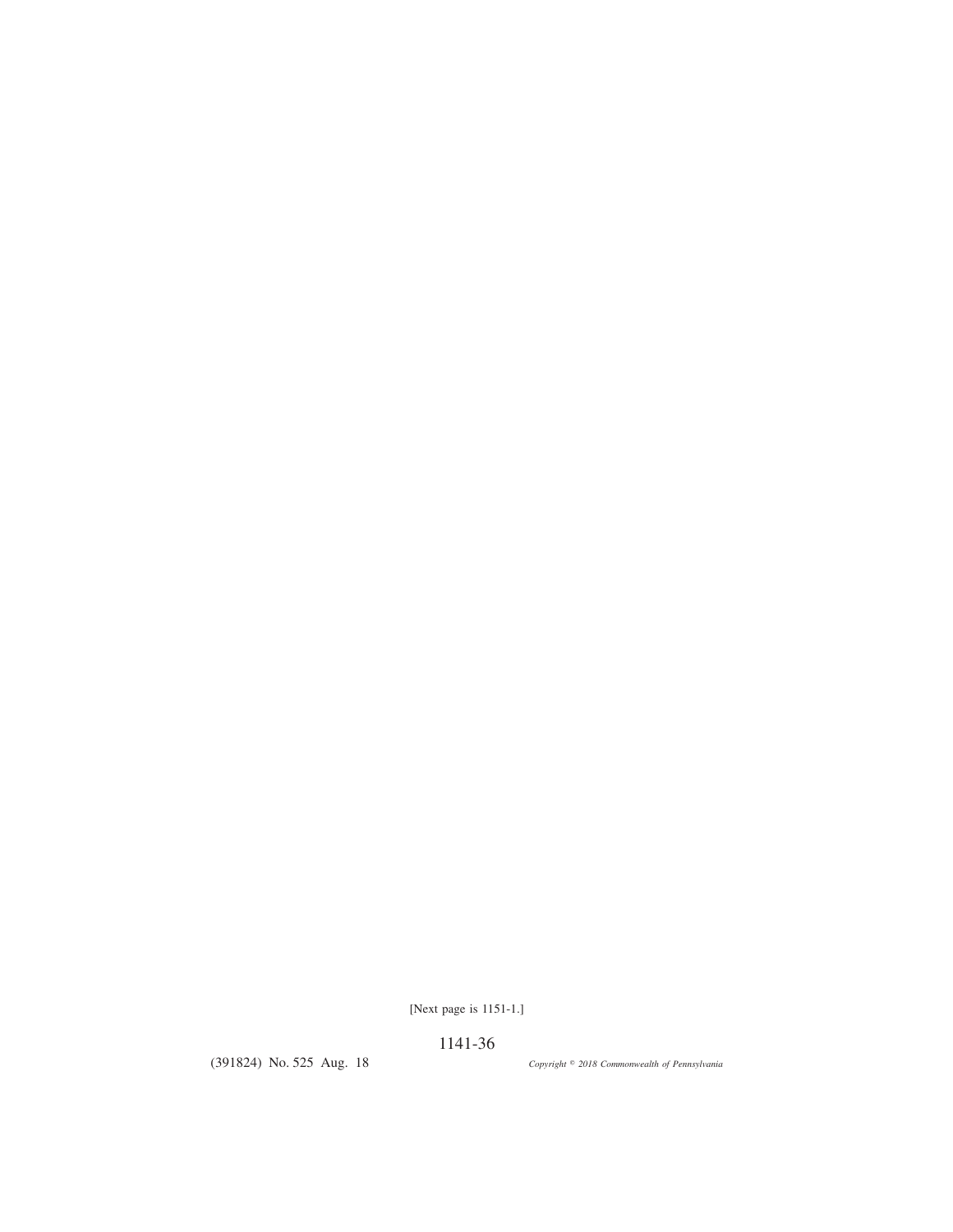[Next page is 1151-1.]